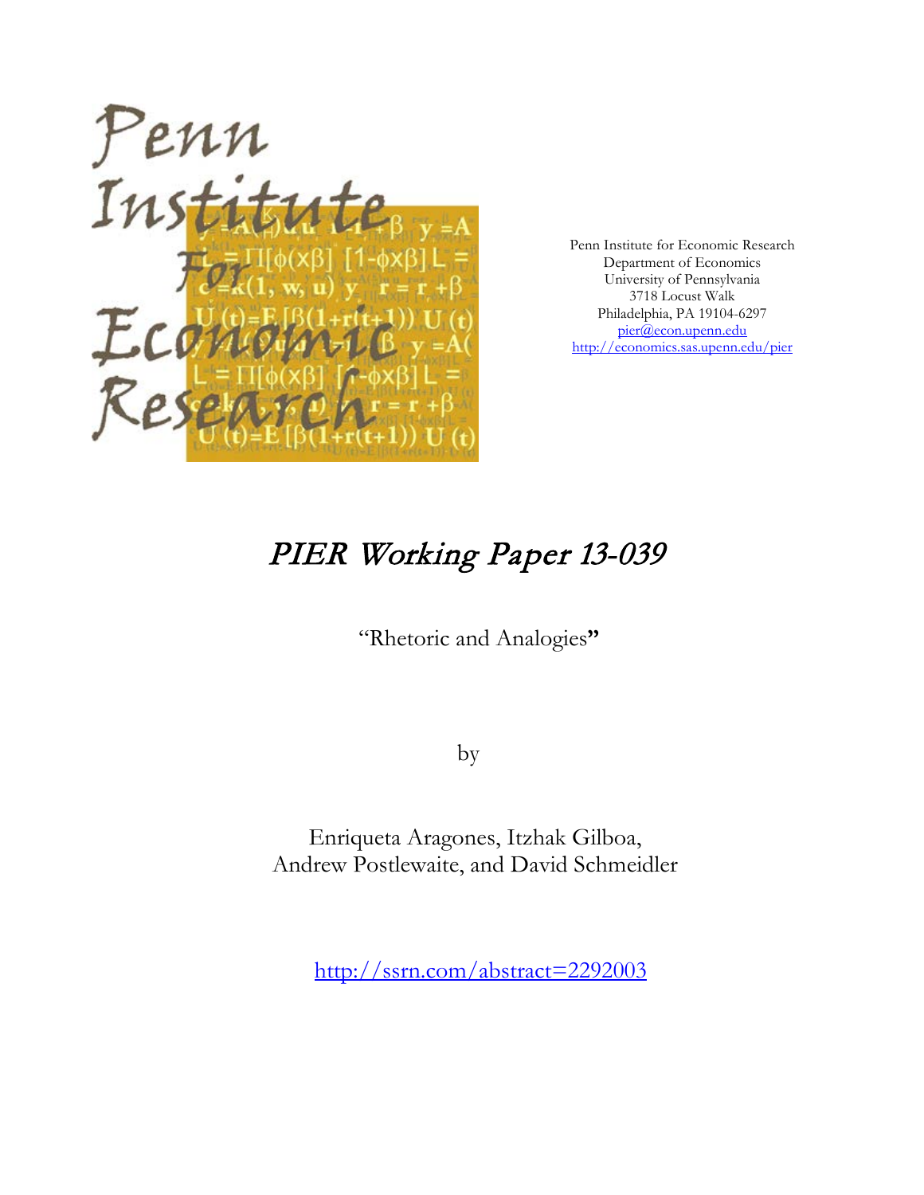Penn Institute for Economic Research
Department of Economics
University of Pennsylvania
3718 Locust Walk
Philadelphia, PA 19104-6297
pier@econ.upenn.edu
http://economics.sas.upenn.edu/pier

# *PIER Working Paper 13-039*

"Rhetoric and Analogies"

by

Enriqueta Aragones, Itzhak Gilboa,
Andrew Postlewaite, and David Schmeidler

http://ssrn.com/abstract=2292003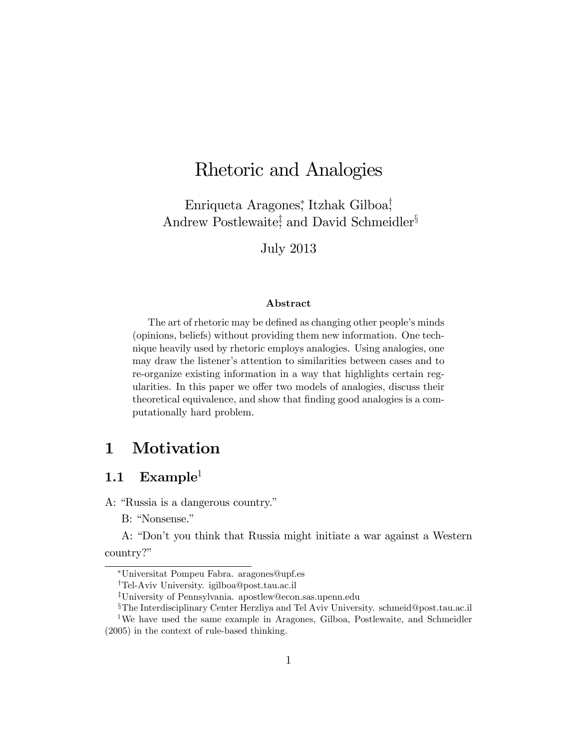# Rhetoric and Analogies

Enriqueta Aragones[*], Itzhak Gilboa[†], Andrew Postlewaite[‡], and David Schmeidler[§]

July 2013

### Abstract

The art of rhetoric may be defined as changing other people's minds (opinions, beliefs) without providing them new information. One technique heavily used by rhetoric employs analogies. Using analogies, one may draw the listener's attention to similarities between cases and to re-organize existing information in a way that highlights certain regularities. In this paper we offer two models of analogies, discuss their theoretical equivalence, and show that finding good analogies is a computationally hard problem.

# 1 Motivation

## 1.1 Example[1]

A: "Russia is a dangerous country."

B: "Nonsense."

A: "Don't you think that Russia might initiate a war against a Western country?"

---

[*] Universitat Pompeu Fabra. aragones@upf.es

[†] Tel-Aviv University. igilboa@post.tau.ac.il

[‡] University of Pennsylvania. apostlew@econ.sas.upenn.edu

[§] The Interdisciplinary Center Herzliya and Tel Aviv University. schmeid@post.tau.ac.il

[1] We have used the same example in Aragones, Gilboa, Postlewaite, and Schmeidler (2005) in the context of rule-based thinking.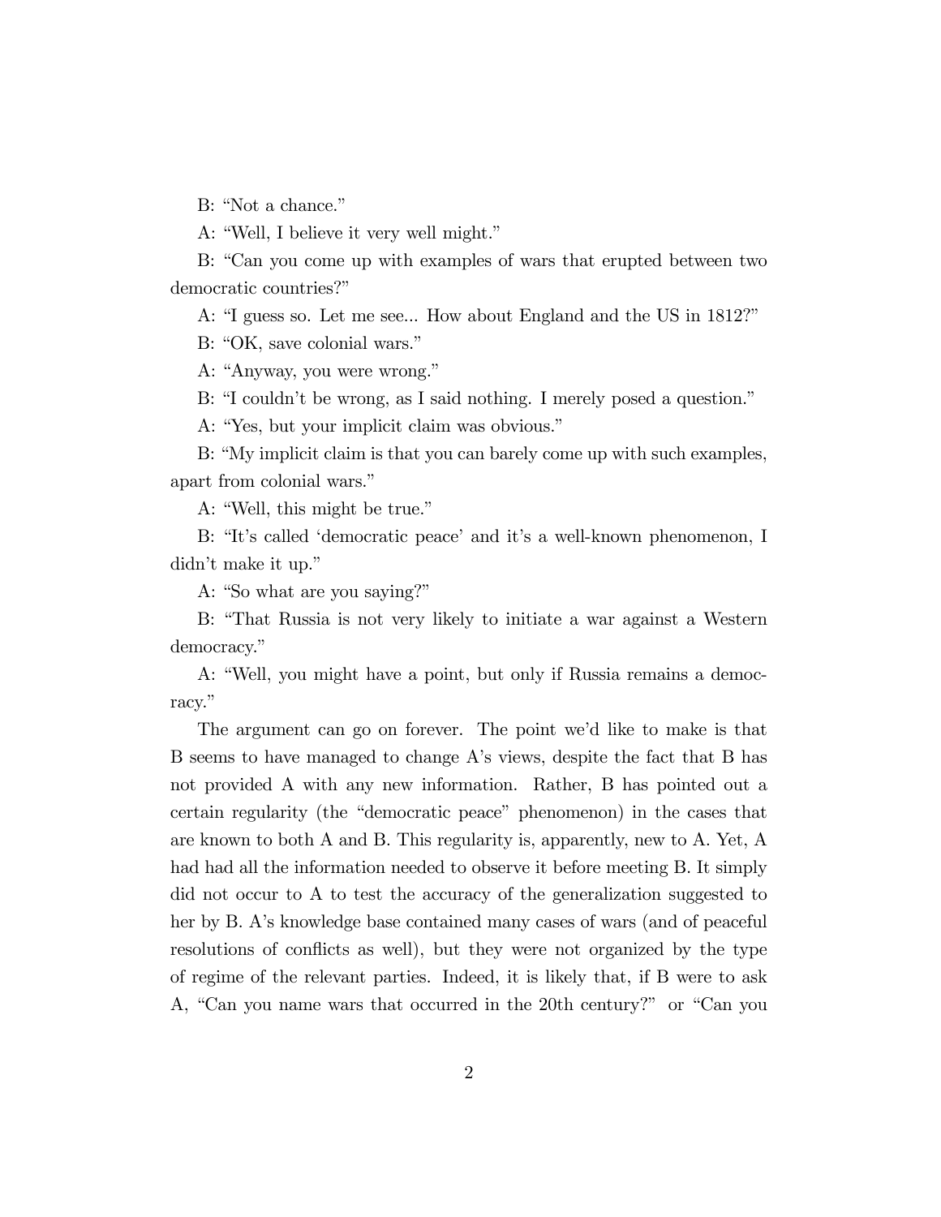B: “Not a chance.”

A: “Well, I believe it very well might.”

B: “Can you come up with examples of wars that erupted between two democratic countries?”

A: “I guess so. Let me see... How about England and the US in 1812?”

B: “OK, save colonial wars.”

A: “Anyway, you were wrong.”

B: “I couldn’t be wrong, as I said nothing. I merely posed a question.”

A: “Yes, but your implicit claim was obvious.”

B: “My implicit claim is that you can barely come up with such examples, apart from colonial wars.”

A: “Well, this might be true.”

B: “It’s called ‘democratic peace’ and it’s a well-known phenomenon, I didn’t make it up.”

A: “So what are you saying?”

B: “That Russia is not very likely to initiate a war against a Western democracy.”

A: “Well, you might have a point, but only if Russia remains a democracy.”

The argument can go on forever. The point we’d like to make is that B seems to have managed to change A’s views, despite the fact that B has not provided A with any new information. Rather, B has pointed out a certain regularity (the “democratic peace” phenomenon) in the cases that are known to both A and B. This regularity is, apparently, new to A. Yet, A had had all the information needed to observe it before meeting B. It simply did not occur to A to test the accuracy of the generalization suggested to her by B. A’s knowledge base contained many cases of wars (and of peaceful resolutions of conflicts as well), but they were not organized by the type of regime of the relevant parties. Indeed, it is likely that, if B were to ask A, “Can you name wars that occurred in the 20th century?” or “Can you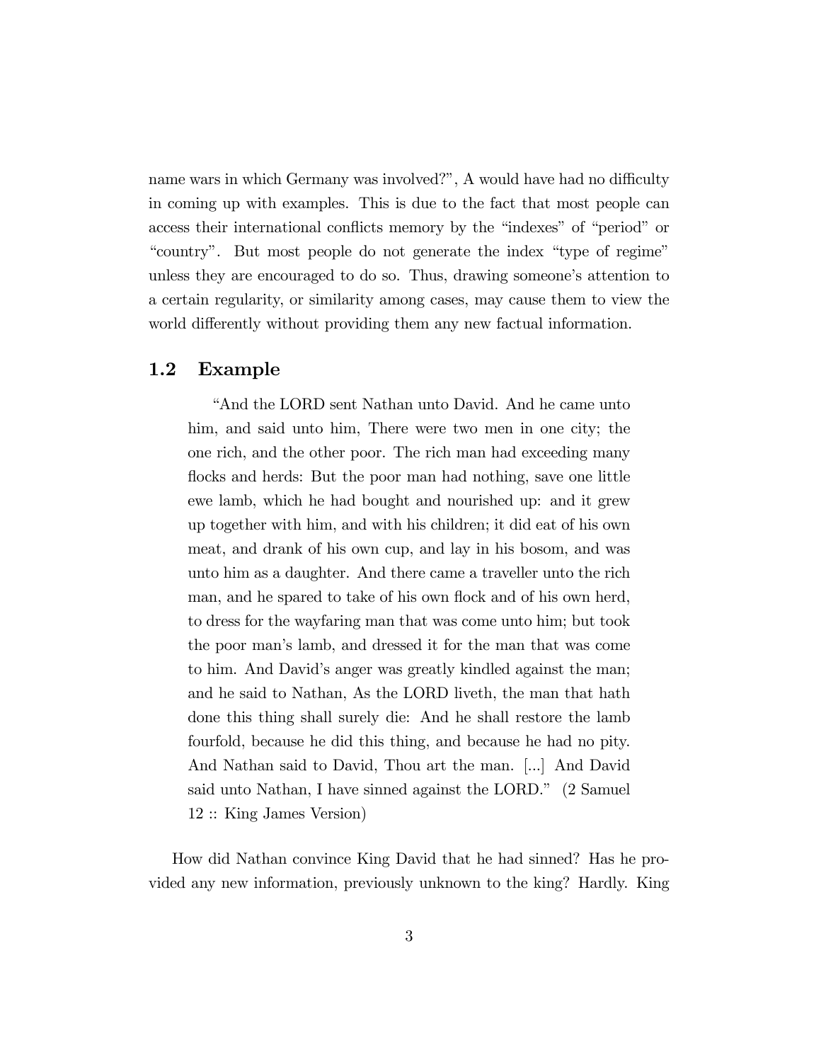name wars in which Germany was involved?", A would have had no difficulty in coming up with examples. This is due to the fact that most people can access their international conflicts memory by the "indexes" of "period" or "country". But most people do not generate the index "type of regime" unless they are encouraged to do so. Thus, drawing someone's attention to a certain regularity, or similarity among cases, may cause them to view the world differently without providing them any new factual information.

## 1.2 Example

> "And the LORD sent Nathan unto David. And he came unto him, and said unto him, There were two men in one city; the one rich, and the other poor. The rich man had exceeding many flocks and herds: But the poor man had nothing, save one little ewe lamb, which he had bought and nourished up: and it grew up together with him, and with his children; it did eat of his own meat, and drank of his own cup, and lay in his bosom, and was unto him as a daughter. And there came a traveller unto the rich man, and he spared to take of his own flock and of his own herd, to dress for the wayfaring man that was come unto him; but took the poor man's lamb, and dressed it for the man that was come to him. And David's anger was greatly kindled against the man; and he said to Nathan, As the LORD liveth, the man that hath done this thing shall surely die: And he shall restore the lamb fourfold, because he did this thing, and because he had no pity. And Nathan said to David, Thou art the man. [...] And David said unto Nathan, I have sinned against the LORD." (2 Samuel 12 :: King James Version)

How did Nathan convince King David that he had sinned? Has he provided any new information, previously unknown to the king? Hardly. King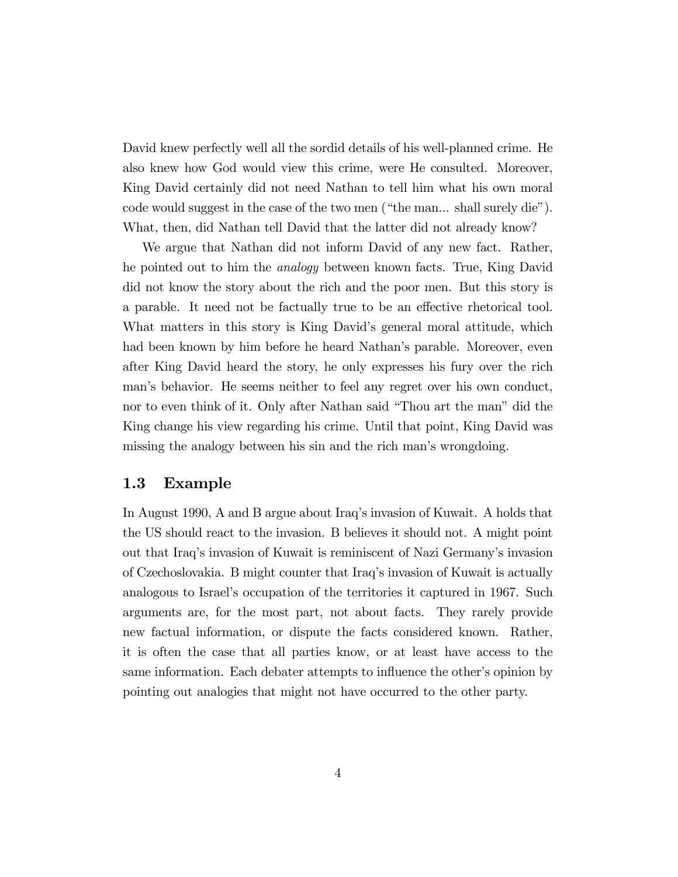David knew perfectly well all the sordid details of his well-planned crime. He also knew how God would view this crime, were He consulted. Moreover, King David certainly did not need Nathan to tell him what his own moral code would suggest in the case of the two men ("the man... shall surely die"). What, then, did Nathan tell David that the latter did not already know?

We argue that Nathan did not inform David of any new fact. Rather, he pointed out to him the *analogy* between known facts. True, King David did not know the story about the rich and the poor men. But this story is a parable. It need not be factually true to be an effective rhetorical tool. What matters in this story is King David's general moral attitude, which had been known by him before he heard Nathan's parable. Moreover, even after King David heard the story, he only expresses his fury over the rich man's behavior. He seems neither to feel any regret over his own conduct, nor to even think of it. Only after Nathan said "Thou art the man" did the King change his view regarding his crime. Until that point, King David was missing the analogy between his sin and the rich man's wrongdoing.

### 1.3 Example

In August 1990, A and B argue about Iraq's invasion of Kuwait. A holds that the US should react to the invasion. B believes it should not. A might point out that Iraq's invasion of Kuwait is reminiscent of Nazi Germany's invasion of Czechoslovakia. B might counter that Iraq's invasion of Kuwait is actually analogous to Israel's occupation of the territories it captured in 1967. Such arguments are, for the most part, not about facts. They rarely provide new factual information, or dispute the facts considered known. Rather, it is often the case that all parties know, or at least have access to the same information. Each debater attempts to influence the other's opinion by pointing out analogies that might not have occurred to the other party.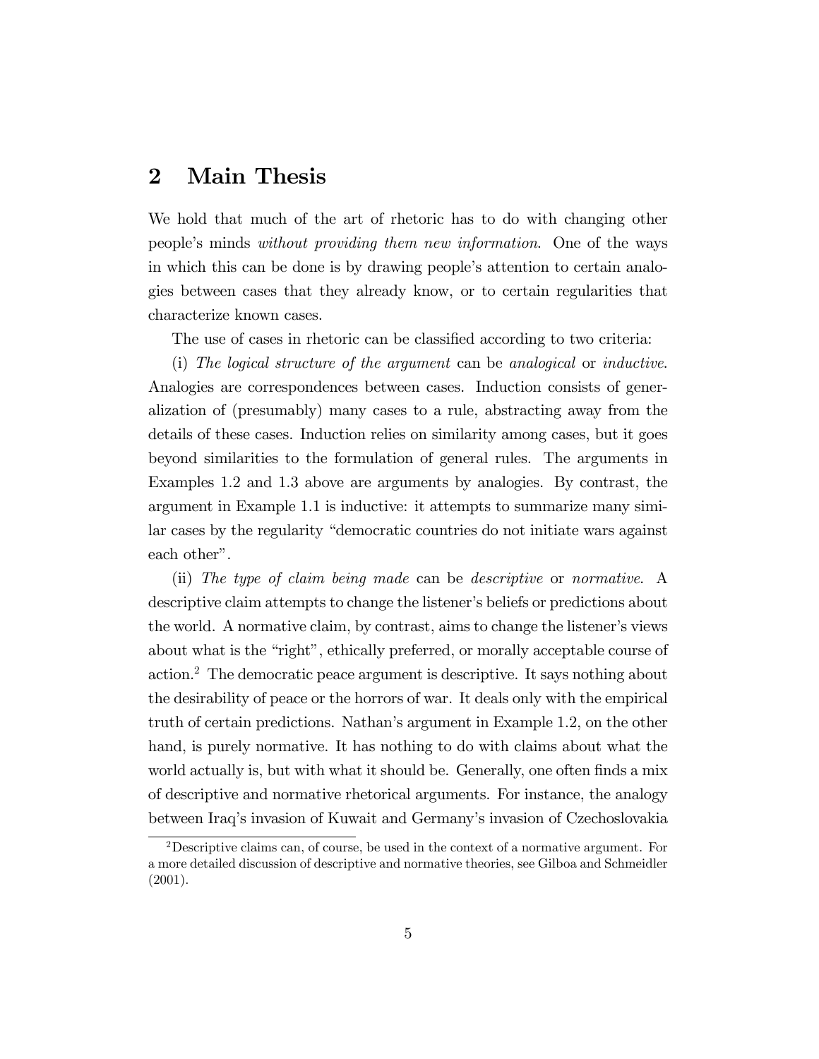## 2 Main Thesis

We hold that much of the art of rhetoric has to do with changing other people's minds *without providing them new information*. One of the ways in which this can be done is by drawing people's attention to certain analogies between cases that they already know, or to certain regularities that characterize known cases.

The use of cases in rhetoric can be classified according to two criteria:

(i) *The logical structure of the argument* can be *analogical* or *inductive*. Analogies are correspondences between cases. Induction consists of generalization of (presumably) many cases to a rule, abstracting away from the details of these cases. Induction relies on similarity among cases, but it goes beyond similarities to the formulation of general rules. The arguments in Examples 1.2 and 1.3 above are arguments by analogies. By contrast, the argument in Example 1.1 is inductive: it attempts to summarize many similar cases by the regularity "democratic countries do not initiate wars against each other".

(ii) *The type of claim being made* can be *descriptive* or *normative*. A descriptive claim attempts to change the listener's beliefs or predictions about the world. A normative claim, by contrast, aims to change the listener's views about what is the "right", ethically preferred, or morally acceptable course of action.[2] The democratic peace argument is descriptive. It says nothing about the desirability of peace or the horrors of war. It deals only with the empirical truth of certain predictions. Nathan's argument in Example 1.2, on the other hand, is purely normative. It has nothing to do with claims about what the world actually is, but with what it should be. Generally, one often finds a mix of descriptive and normative rhetorical arguments. For instance, the analogy between Iraq's invasion of Kuwait and Germany's invasion of Czechoslovakia

[2] Descriptive claims can, of course, be used in the context of a normative argument. For a more detailed discussion of descriptive and normative theories, see Gilboa and Schmeidler (2001).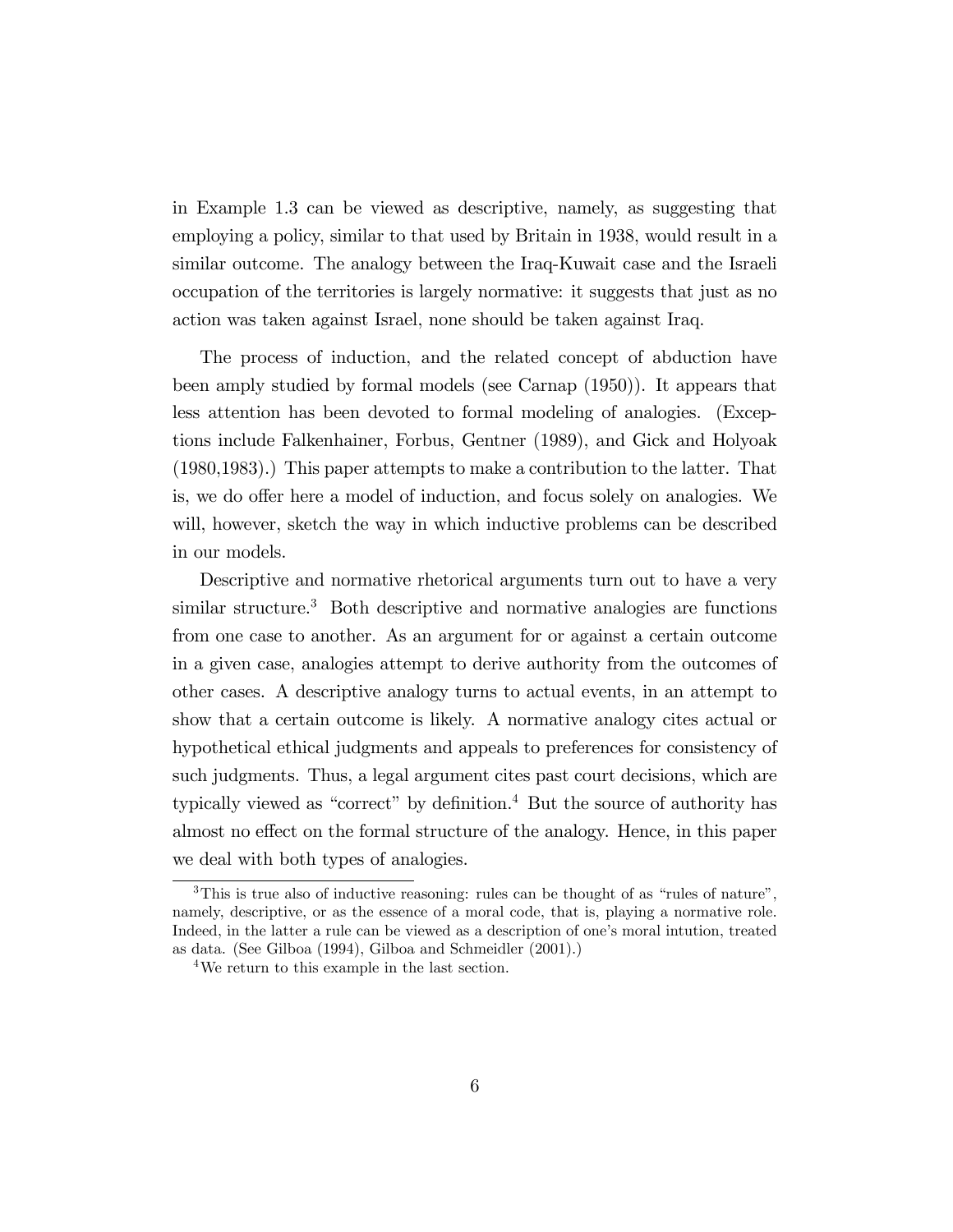in Example 1.3 can be viewed as descriptive, namely, as suggesting that employing a policy, similar to that used by Britain in 1938, would result in a similar outcome. The analogy between the Iraq-Kuwait case and the Israeli occupation of the territories is largely normative: it suggests that just as no action was taken against Israel, none should be taken against Iraq.

The process of induction, and the related concept of abduction have been amply studied by formal models (see Carnap (1950)). It appears that less attention has been devoted to formal modeling of analogies. (Exceptions include Falkenhainer, Forbus, Gentner (1989), and Gick and Holyoak (1980,1983).) This paper attempts to make a contribution to the latter. That is, we do offer here a model of induction, and focus solely on analogies. We will, however, sketch the way in which inductive problems can be described in our models.

Descriptive and normative rhetorical arguments turn out to have a very similar structure.[3] Both descriptive and normative analogies are functions from one case to another. As an argument for or against a certain outcome in a given case, analogies attempt to derive authority from the outcomes of other cases. A descriptive analogy turns to actual events, in an attempt to show that a certain outcome is likely. A normative analogy cites actual or hypothetical ethical judgments and appeals to preferences for consistency of such judgments. Thus, a legal argument cites past court decisions, which are typically viewed as "correct" by definition.[4] But the source of authority has almost no effect on the formal structure of the analogy. Hence, in this paper we deal with both types of analogies.

---

[3] This is true also of inductive reasoning: rules can be thought of as "rules of nature", namely, descriptive, or as the essence of a moral code, that is, playing a normative role. Indeed, in the latter a rule can be viewed as a description of one's moral intution, treated as data. (See Gilboa (1994), Gilboa and Schmeidler (2001).)

[4] We return to this example in the last section.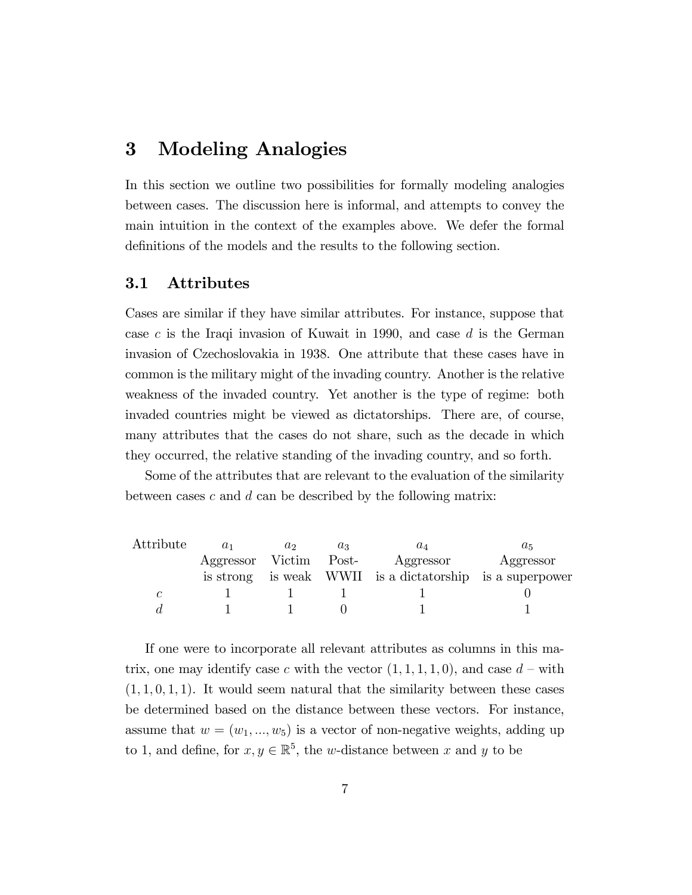# 3 Modeling Analogies

In this section we outline two possibilities for formally modeling analogies between cases. The discussion here is informal, and attempts to convey the main intuition in the context of the examples above. We defer the formal definitions of the models and the results to the following section.

## 3.1 Attributes

Cases are similar if they have similar attributes. For instance, suppose that case $c$ is the Iraqi invasion of Kuwait in 1990, and case $d$ is the German invasion of Czechoslovakia in 1938. One attribute that these cases have in common is the military might of the invading country. Another is the relative weakness of the invaded country. Yet another is the type of regime: both invaded countries might be viewed as dictatorships. There are, of course, many attributes that the cases do not share, such as the decade in which they occurred, the relative standing of the invading country, and so forth.

Some of the attributes that are relevant to the evaluation of the similarity between cases $c$ and $d$ can be described by the following matrix:

| Attribute | $a_1$ Aggressor is strong | $a_2$ Victim is weak | $a_3$ Post-WWII | $a_4$ Aggressor is a dictatorship | $a_5$ Aggressor is a superpower |
|---|---|---|---|---|---|
| $c$ | 1 | 1 | 1 | 1 | 0 |
| $d$ | 1 | 1 | 0 | 1 | 1 |

If one were to incorporate all relevant attributes as columns in this matrix, one may identify case $c$ with the vector $(1, 1, 1, 1, 0)$, and case $d$ – with $(1, 1, 0, 1, 1)$. It would seem natural that the similarity between these cases be determined based on the distance between these vectors. For instance, assume that $w = (w_1, ..., w_5)$ is a vector of non-negative weights, adding up to 1, and define, for $x, y \in \mathbb{R}^5$, the $w$-distance between $x$ and $y$ to be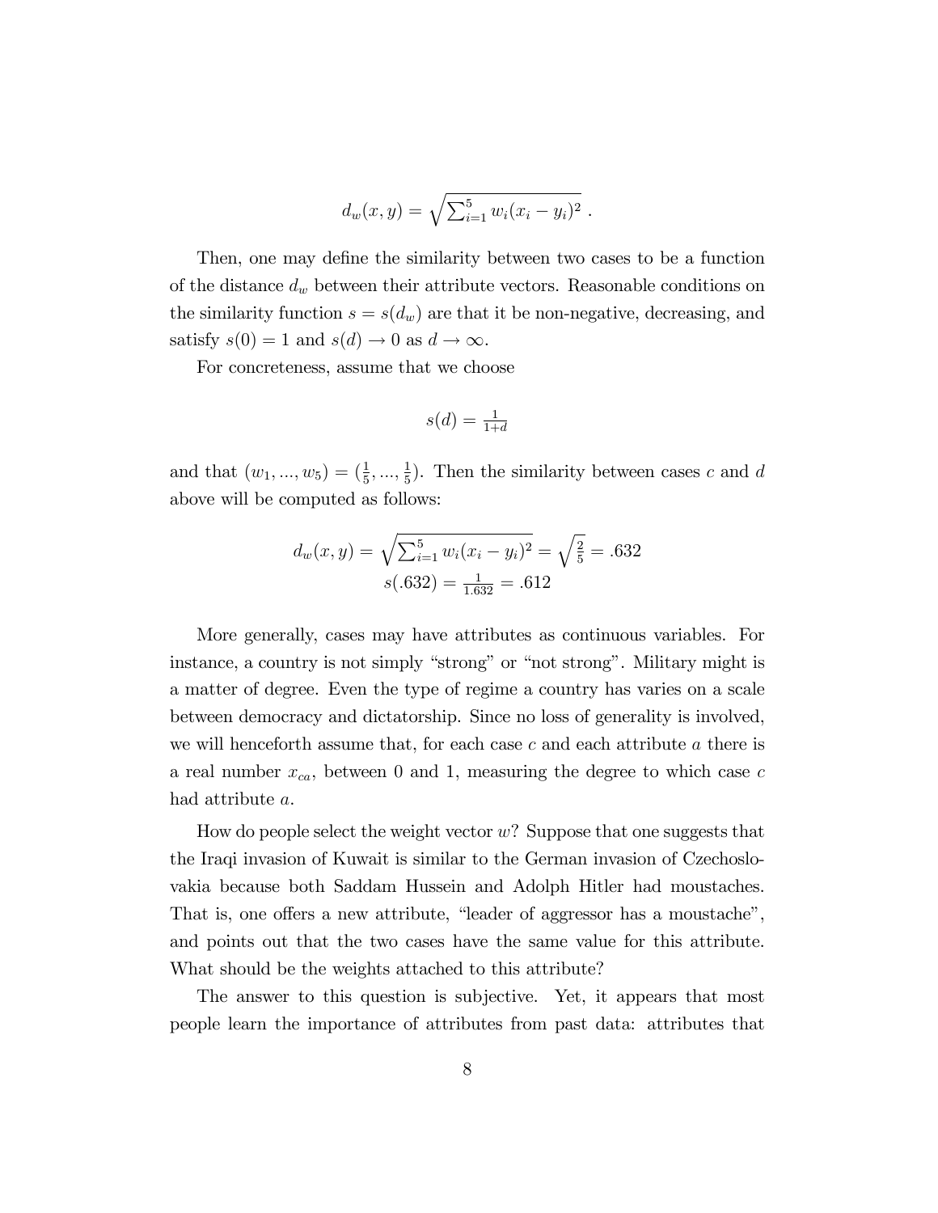$$d_w(x,y) = \sqrt{\sum_{i=1}^{5} w_i (x_i - y_i)^2} \ .$$

Then, one may define the similarity between two cases to be a function of the distance $d_w$ between their attribute vectors. Reasonable conditions on the similarity function $s = s(d_w)$ are that it be non-negative, decreasing, and satisfy $s(0) = 1$ and $s(d) \to 0$ as $d \to \infty$.

For concreteness, assume that we choose

$$s(d) = \frac{1}{1+d}$$

and that $(w_1, ..., w_5) = (\frac{1}{5}, ..., \frac{1}{5})$. Then the similarity between cases $c$ and $d$ above will be computed as follows:

$$d_w(x,y) = \sqrt{\sum_{i=1}^{5} w_i (x_i - y_i)^2} = \sqrt{\frac{2}{5}} = .632$$
$$s(.632) = \frac{1}{1.632} = .612$$

More generally, cases may have attributes as continuous variables. For instance, a country is not simply "strong" or "not strong". Military might is a matter of degree. Even the type of regime a country has varies on a scale between democracy and dictatorship. Since no loss of generality is involved, we will henceforth assume that, for each case $c$ and each attribute $a$ there is a real number $x_{ca}$, between 0 and 1, measuring the degree to which case $c$ had attribute $a$.

How do people select the weight vector $w$? Suppose that one suggests that the Iraqi invasion of Kuwait is similar to the German invasion of Czechoslovakia because both Saddam Hussein and Adolph Hitler had moustaches. That is, one offers a new attribute, "leader of aggressor has a moustache", and points out that the two cases have the same value for this attribute. What should be the weights attached to this attribute?

The answer to this question is subjective. Yet, it appears that most people learn the importance of attributes from past data: attributes that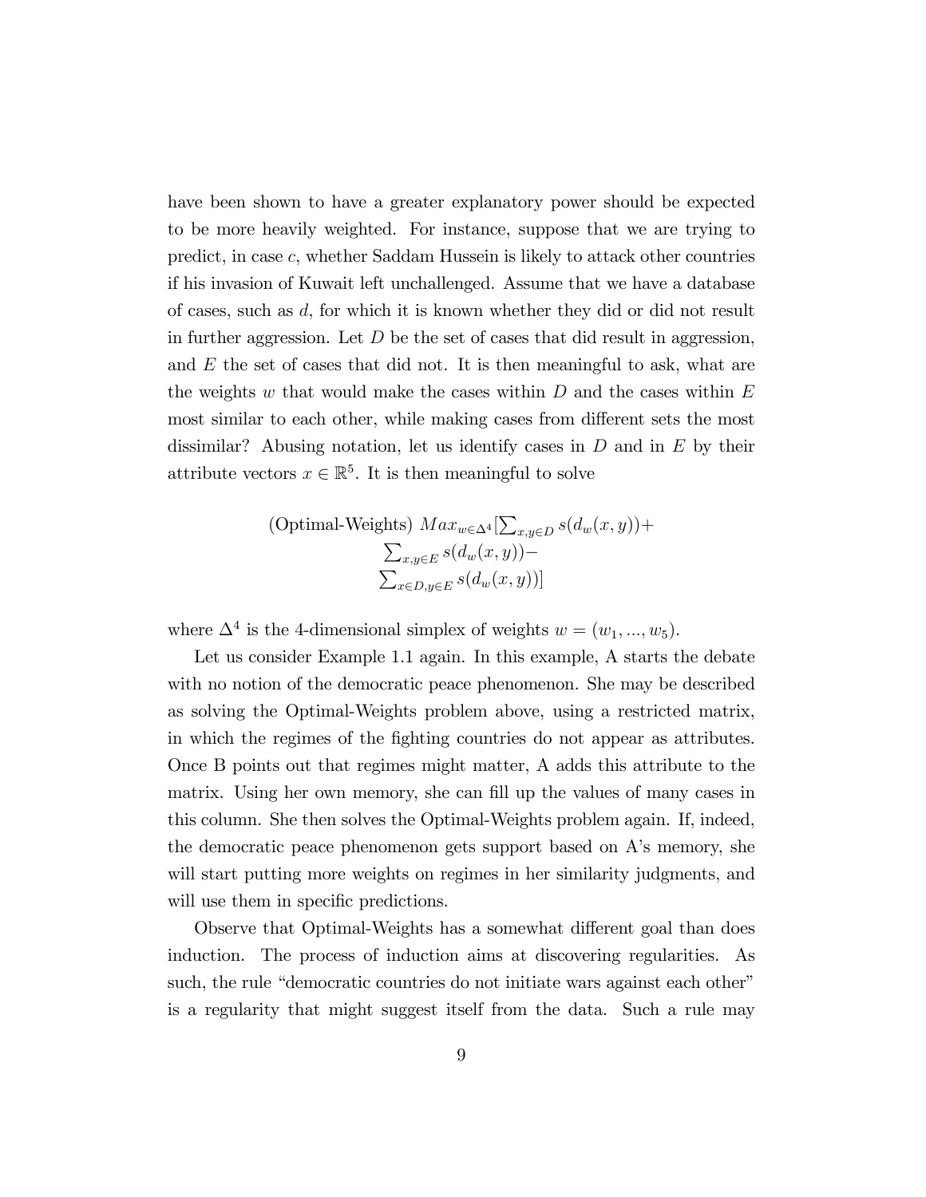have been shown to have a greater explanatory power should be expected to be more heavily weighted. For instance, suppose that we are trying to predict, in case $c$, whether Saddam Hussein is likely to attack other countries if his invasion of Kuwait left unchallenged. Assume that we have a database of cases, such as $d$, for which it is known whether they did or did not result in further aggression. Let $D$ be the set of cases that did result in aggression, and $E$ the set of cases that did not. It is then meaningful to ask, what are the weights $w$ that would make the cases within $D$ and the cases within $E$ most similar to each other, while making cases from different sets the most dissimilar? Abusing notation, let us identify cases in $D$ and in $E$ by their attribute vectors $x \in \mathbb{R}^5$. It is then meaningful to solve

$$
\text{(Optimal-Weights) } Max_{w \in \Delta^4}[\sum_{x,y \in D} s(d_w(x,y)) + \sum_{x,y \in E} s(d_w(x,y)) - \sum_{x \in D, y \in E} s(d_w(x,y))]
$$

where $\Delta^4$ is the 4-dimensional simplex of weights $w = (w_1, ..., w_5)$.

Let us consider Example 1.1 again. In this example, A starts the debate with no notion of the democratic peace phenomenon. She may be described as solving the Optimal-Weights problem above, using a restricted matrix, in which the regimes of the fighting countries do not appear as attributes. Once B points out that regimes might matter, A adds this attribute to the matrix. Using her own memory, she can fill up the values of many cases in this column. She then solves the Optimal-Weights problem again. If, indeed, the democratic peace phenomenon gets support based on A's memory, she will start putting more weights on regimes in her similarity judgments, and will use them in specific predictions.

Observe that Optimal-Weights has a somewhat different goal than does induction. The process of induction aims at discovering regularities. As such, the rule "democratic countries do not initiate wars against each other" is a regularity that might suggest itself from the data. Such a rule may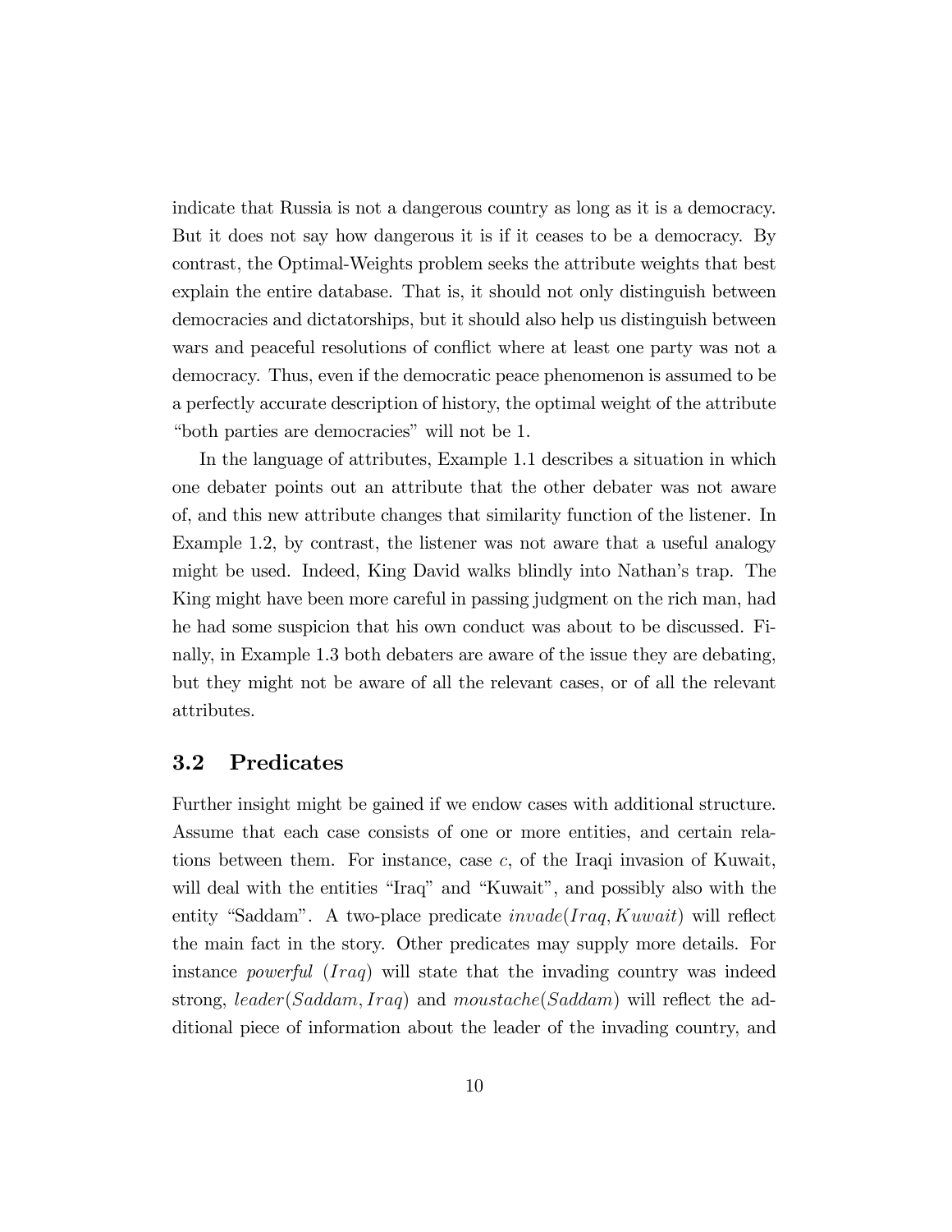indicate that Russia is not a dangerous country as long as it is a democracy. But it does not say how dangerous it is if it ceases to be a democracy. By contrast, the Optimal-Weights problem seeks the attribute weights that best explain the entire database. That is, it should not only distinguish between democracies and dictatorships, but it should also help us distinguish between wars and peaceful resolutions of conflict where at least one party was not a democracy. Thus, even if the democratic peace phenomenon is assumed to be a perfectly accurate description of history, the optimal weight of the attribute "both parties are democracies" will not be 1.

In the language of attributes, Example 1.1 describes a situation in which one debater points out an attribute that the other debater was not aware of, and this new attribute changes that similarity function of the listener. In Example 1.2, by contrast, the listener was not aware that a useful analogy might be used. Indeed, King David walks blindly into Nathan's trap. The King might have been more careful in passing judgment on the rich man, had he had some suspicion that his own conduct was about to be discussed. Finally, in Example 1.3 both debaters are aware of the issue they are debating, but they might not be aware of all the relevant cases, or of all the relevant attributes.

## 3.2 Predicates

Further insight might be gained if we endow cases with additional structure. Assume that each case consists of one or more entities, and certain relations between them. For instance, case $c$, of the Iraqi invasion of Kuwait, will deal with the entities "Iraq" and "Kuwait", and possibly also with the entity "Saddam". A two-place predicate $invade(Iraq, Kuwait)$ will reflect the main fact in the story. Other predicates may supply more details. For instance *powerful* $(Iraq)$ will state that the invading country was indeed strong, $leader(Saddam, Iraq)$ and $moustache(Saddam)$ will reflect the additional piece of information about the leader of the invading country, and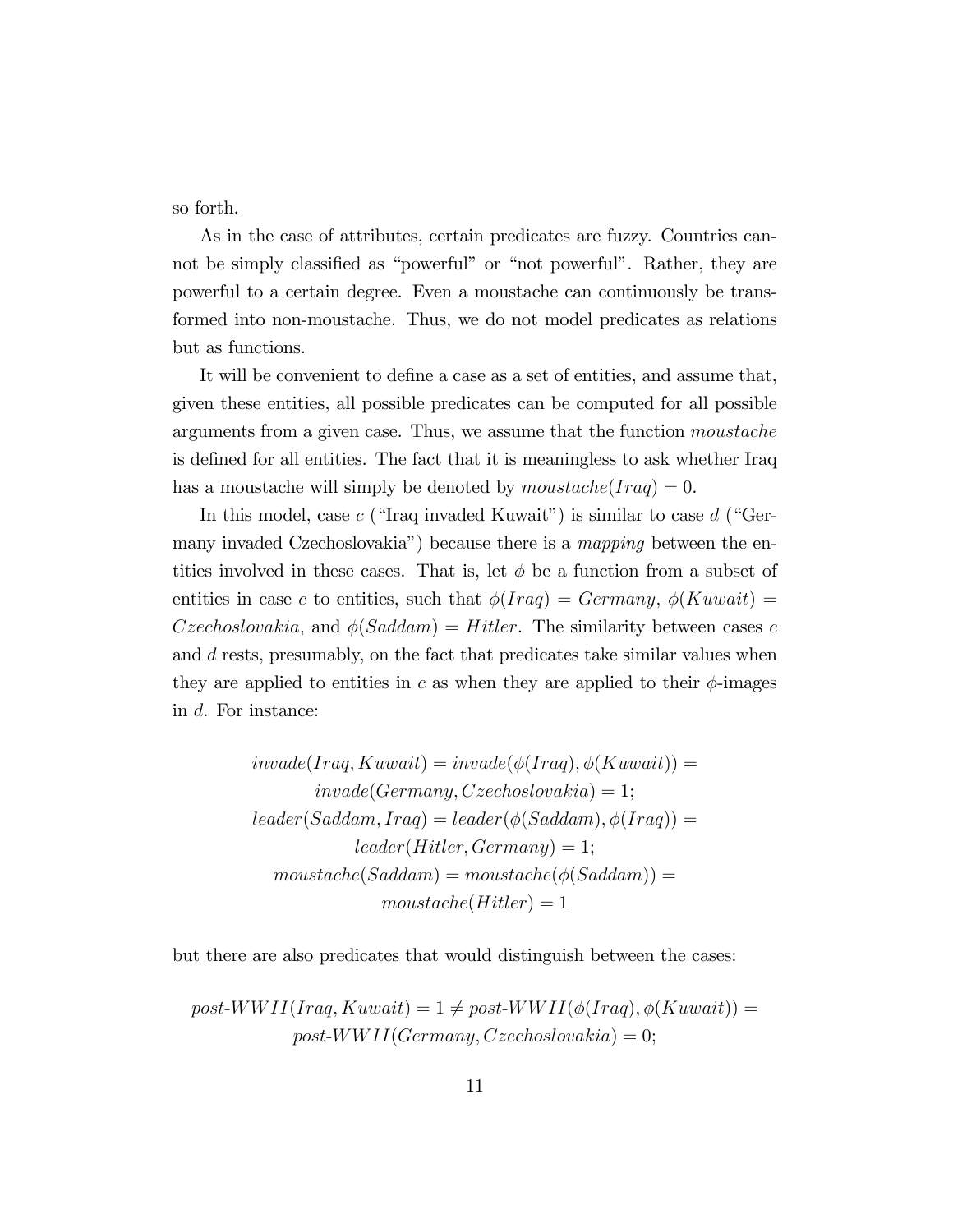so forth.

As in the case of attributes, certain predicates are fuzzy. Countries cannot be simply classified as "powerful" or "not powerful". Rather, they are powerful to a certain degree. Even a moustache can continuously be transformed into non-moustache. Thus, we do not model predicates as relations but as functions.

It will be convenient to define a case as a set of entities, and assume that, given these entities, all possible predicates can be computed for all possible arguments from a given case. Thus, we assume that the function *moustache* is defined for all entities. The fact that it is meaningless to ask whether Iraq has a moustache will simply be denoted by $moustache(Iraq) = 0$.

In this model, case $c$ ("Iraq invaded Kuwait") is similar to case $d$ ("Germany invaded Czechoslovakia") because there is a *mapping* between the entities involved in these cases. That is, let $\phi$ be a function from a subset of entities in case $c$ to entities, such that $\phi(Iraq) = Germany$, $\phi(Kuwait) = Czechoslovakia$, and $\phi(Saddam) = Hitler$. The similarity between cases $c$ and $d$ rests, presumably, on the fact that predicates take similar values when they are applied to entities in $c$ as when they are applied to their $\phi$-images in $d$. For instance:

$$\begin{gathered}
invade(Iraq, Kuwait) = invade(\phi(Iraq), \phi(Kuwait)) = \\
invade(Germany, Czechoslovakia) = 1; \\
leader(Saddam, Iraq) = leader(\phi(Saddam), \phi(Iraq)) = \\
leader(Hitler, Germany) = 1; \\
moustache(Saddam) = moustache(\phi(Saddam)) = \\
moustache(Hitler) = 1
\end{gathered}$$

but there are also predicates that would distinguish between the cases:

$$\begin{gathered}
post\text{-}WWII(Iraq, Kuwait) = 1 \neq post\text{-}WWII(\phi(Iraq), \phi(Kuwait)) = \\
post\text{-}WWII(Germany, Czechoslovakia) = 0;
\end{gathered}$$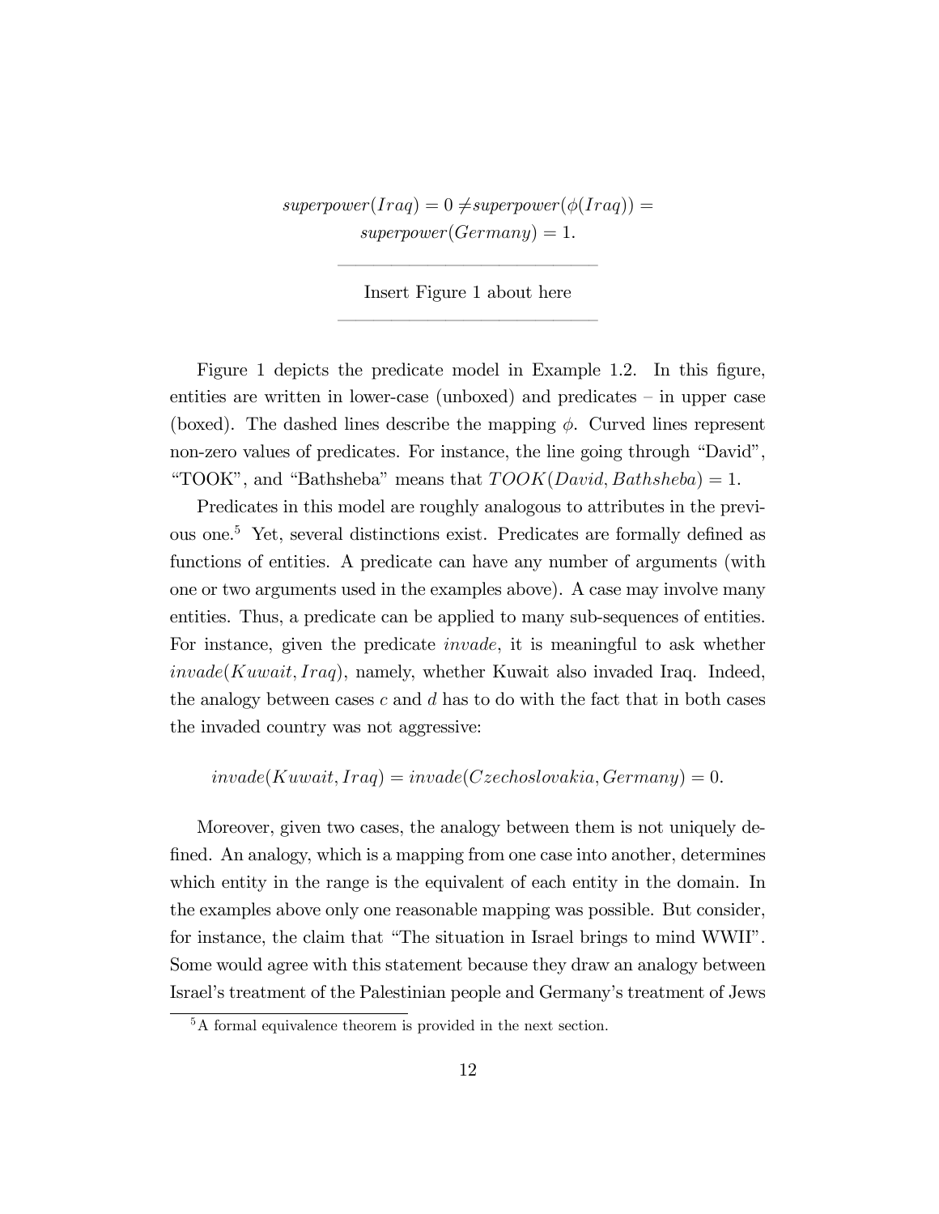$$superpower(Iraq) = 0 \neq superpower(\phi(Iraq)) = superpower(Germany) = 1.$$

---

Insert Figure 1 about here

---

Figure 1 depicts the predicate model in Example 1.2. In this figure, entities are written in lower-case (unboxed) and predicates – in upper case (boxed). The dashed lines describe the mapping $\phi$. Curved lines represent non-zero values of predicates. For instance, the line going through "David", "TOOK", and "Bathsheba" means that $TOOK(David, Bathsheba) = 1$.

Predicates in this model are roughly analogous to attributes in the previous one.[5] Yet, several distinctions exist. Predicates are formally defined as functions of entities. A predicate can have any number of arguments (with one or two arguments used in the examples above). A case may involve many entities. Thus, a predicate can be applied to many sub-sequences of entities. For instance, given the predicate *invade*, it is meaningful to ask whether $invade(Kuwait, Iraq)$, namely, whether Kuwait also invaded Iraq. Indeed, the analogy between cases $c$ and $d$ has to do with the fact that in both cases the invaded country was not aggressive:

$$invade(Kuwait, Iraq) = invade(Czechoslovakia, Germany) = 0.$$

Moreover, given two cases, the analogy between them is not uniquely defined. An analogy, which is a mapping from one case into another, determines which entity in the range is the equivalent of each entity in the domain. In the examples above only one reasonable mapping was possible. But consider, for instance, the claim that "The situation in Israel brings to mind WWII". Some would agree with this statement because they draw an analogy between Israel's treatment of the Palestinian people and Germany's treatment of Jews

[5] A formal equivalence theorem is provided in the next section.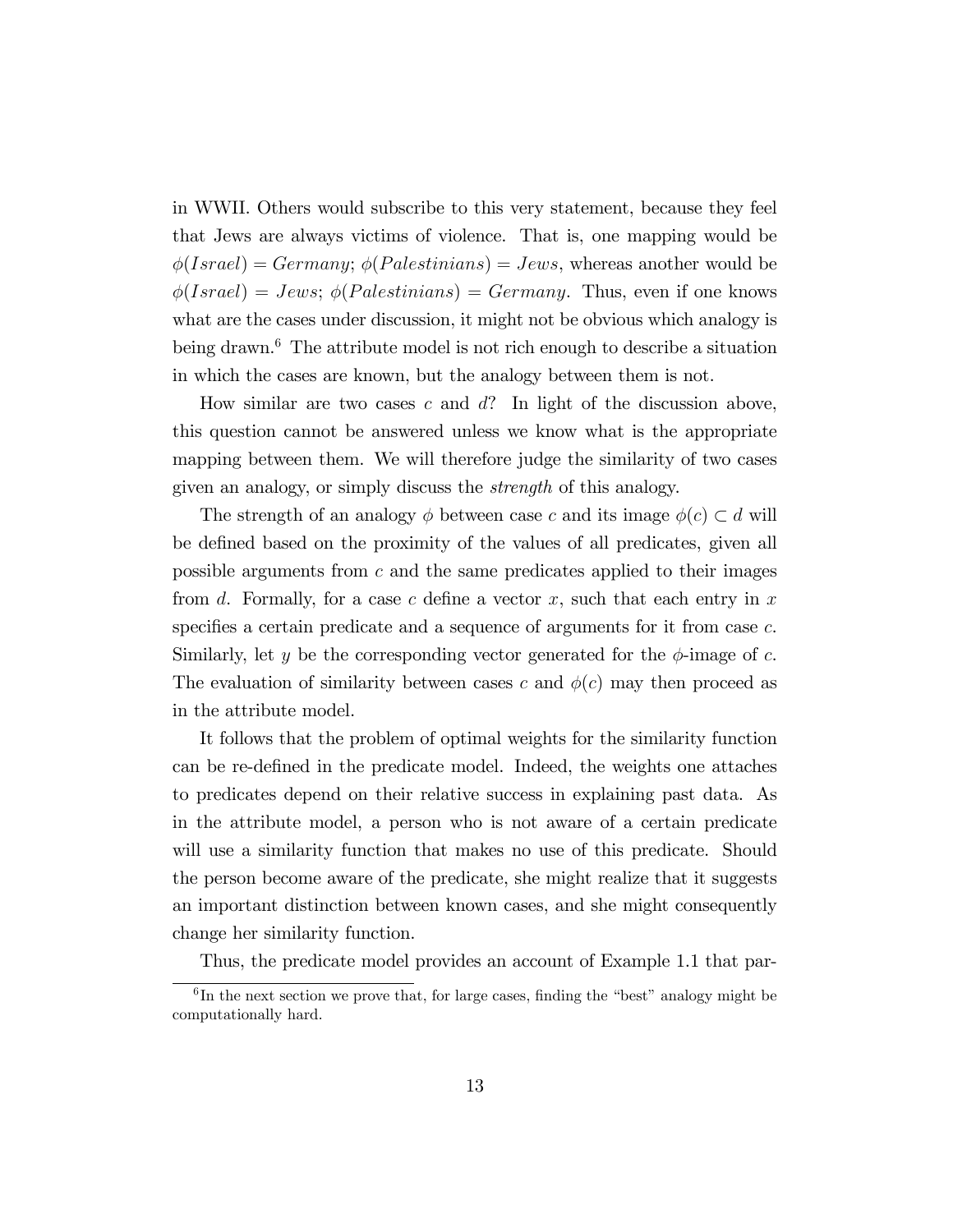in WWII. Others would subscribe to this very statement, because they feel that Jews are always victims of violence. That is, one mapping would be $\phi(Israel) = Germany$; $\phi(Palestinians) = Jews$, whereas another would be $\phi(Israel) = Jews$; $\phi(Palestinians) = Germany$. Thus, even if one knows what are the cases under discussion, it might not be obvious which analogy is being drawn.[6] The attribute model is not rich enough to describe a situation in which the cases are known, but the analogy between them is not.

How similar are two cases $c$ and $d$? In light of the discussion above, this question cannot be answered unless we know what is the appropriate mapping between them. We will therefore judge the similarity of two cases given an analogy, or simply discuss the *strength* of this analogy.

The strength of an analogy $\phi$ between case $c$ and its image $\phi(c) \subset d$ will be defined based on the proximity of the values of all predicates, given all possible arguments from $c$ and the same predicates applied to their images from $d$. Formally, for a case $c$ define a vector $x$, such that each entry in $x$ specifies a certain predicate and a sequence of arguments for it from case $c$. Similarly, let $y$ be the corresponding vector generated for the $\phi$-image of $c$. The evaluation of similarity between cases $c$ and $\phi(c)$ may then proceed as in the attribute model.

It follows that the problem of optimal weights for the similarity function can be re-defined in the predicate model. Indeed, the weights one attaches to predicates depend on their relative success in explaining past data. As in the attribute model, a person who is not aware of a certain predicate will use a similarity function that makes no use of this predicate. Should the person become aware of the predicate, she might realize that it suggests an important distinction between known cases, and she might consequently change her similarity function.

Thus, the predicate model provides an account of Example 1.1 that par-

[6] In the next section we prove that, for large cases, finding the "best" analogy might be computationally hard.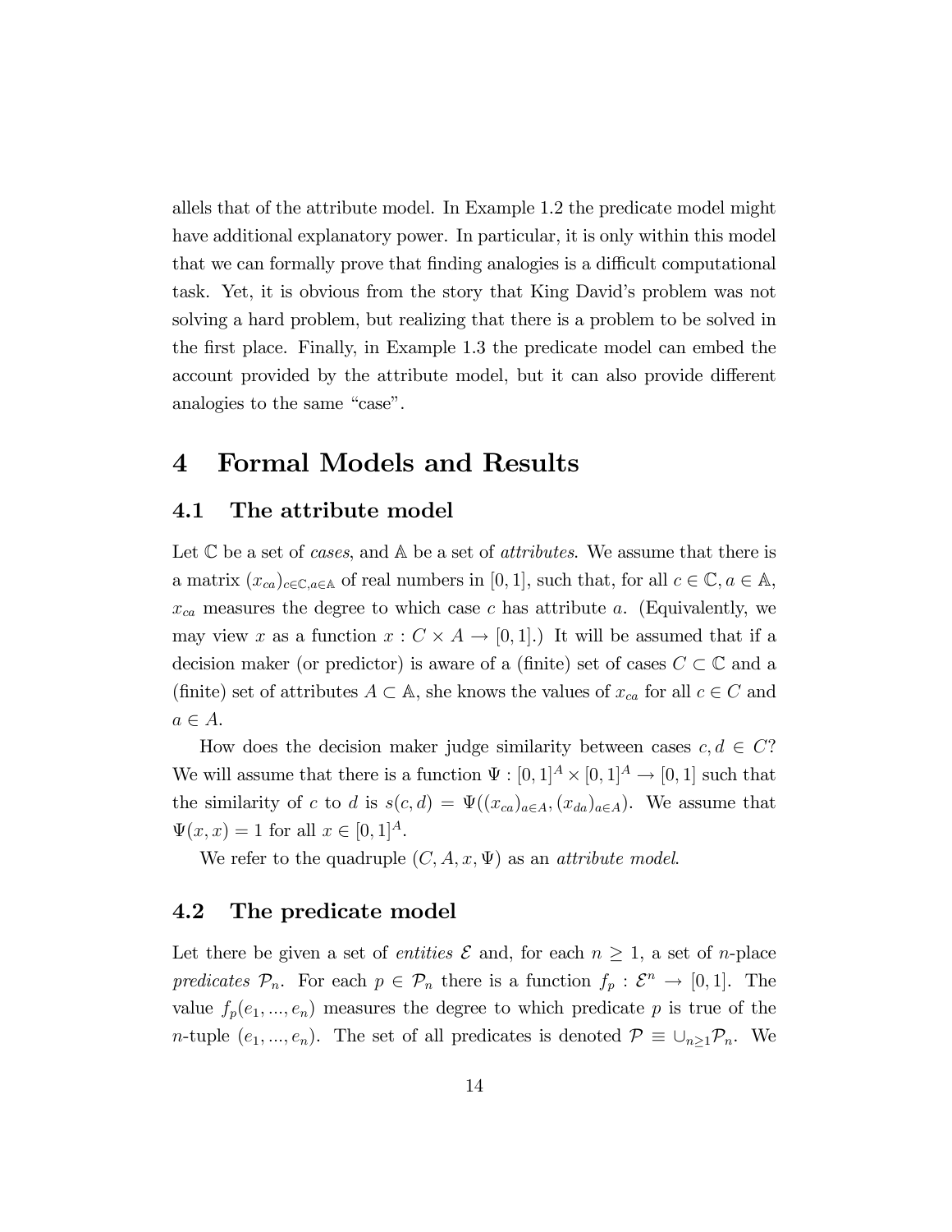allels that of the attribute model. In Example 1.2 the predicate model might have additional explanatory power. In particular, it is only within this model that we can formally prove that finding analogies is a difficult computational task. Yet, it is obvious from the story that King David's problem was not solving a hard problem, but realizing that there is a problem to be solved in the first place. Finally, in Example 1.3 the predicate model can embed the account provided by the attribute model, but it can also provide different analogies to the same "case".

# 4 Formal Models and Results

## 4.1 The attribute model

Let $\mathbb{C}$ be a set of *cases*, and $\mathbb{A}$ be a set of *attributes*. We assume that there is a matrix $(x_{ca})_{c\in\mathbb{C},a\in\mathbb{A}}$ of real numbers in $[0,1]$, such that, for all $c \in \mathbb{C}, a \in \mathbb{A}$, $x_{ca}$ measures the degree to which case $c$ has attribute $a$. (Equivalently, we may view $x$ as a function $x : C \times A \to [0,1]$.) It will be assumed that if a decision maker (or predictor) is aware of a (finite) set of cases $C \subset \mathbb{C}$ and a (finite) set of attributes $A \subset \mathbb{A}$, she knows the values of $x_{ca}$ for all $c \in C$ and $a \in A$.

How does the decision maker judge similarity between cases $c, d \in C$? We will assume that there is a function $\Psi : [0,1]^A \times [0,1]^A \to [0,1]$ such that the similarity of $c$ to $d$ is $s(c,d) = \Psi((x_{ca})_{a\in A}, (x_{da})_{a\in A})$. We assume that $\Psi(x,x) = 1$ for all $x \in [0,1]^A$.

We refer to the quadruple $(C, A, x, \Psi)$ as an *attribute model*.

## 4.2 The predicate model

Let there be given a set of *entities* $\mathcal{E}$ and, for each $n \geq 1$, a set of $n$-place *predicates* $\mathcal{P}_n$. For each $p \in \mathcal{P}_n$ there is a function $f_p : \mathcal{E}^n \to [0,1]$. The value $f_p(e_1, ..., e_n)$ measures the degree to which predicate $p$ is true of the $n$-tuple $(e_1, ..., e_n)$. The set of all predicates is denoted $\mathcal{P} \equiv \cup_{n\geq 1}\mathcal{P}_n$. We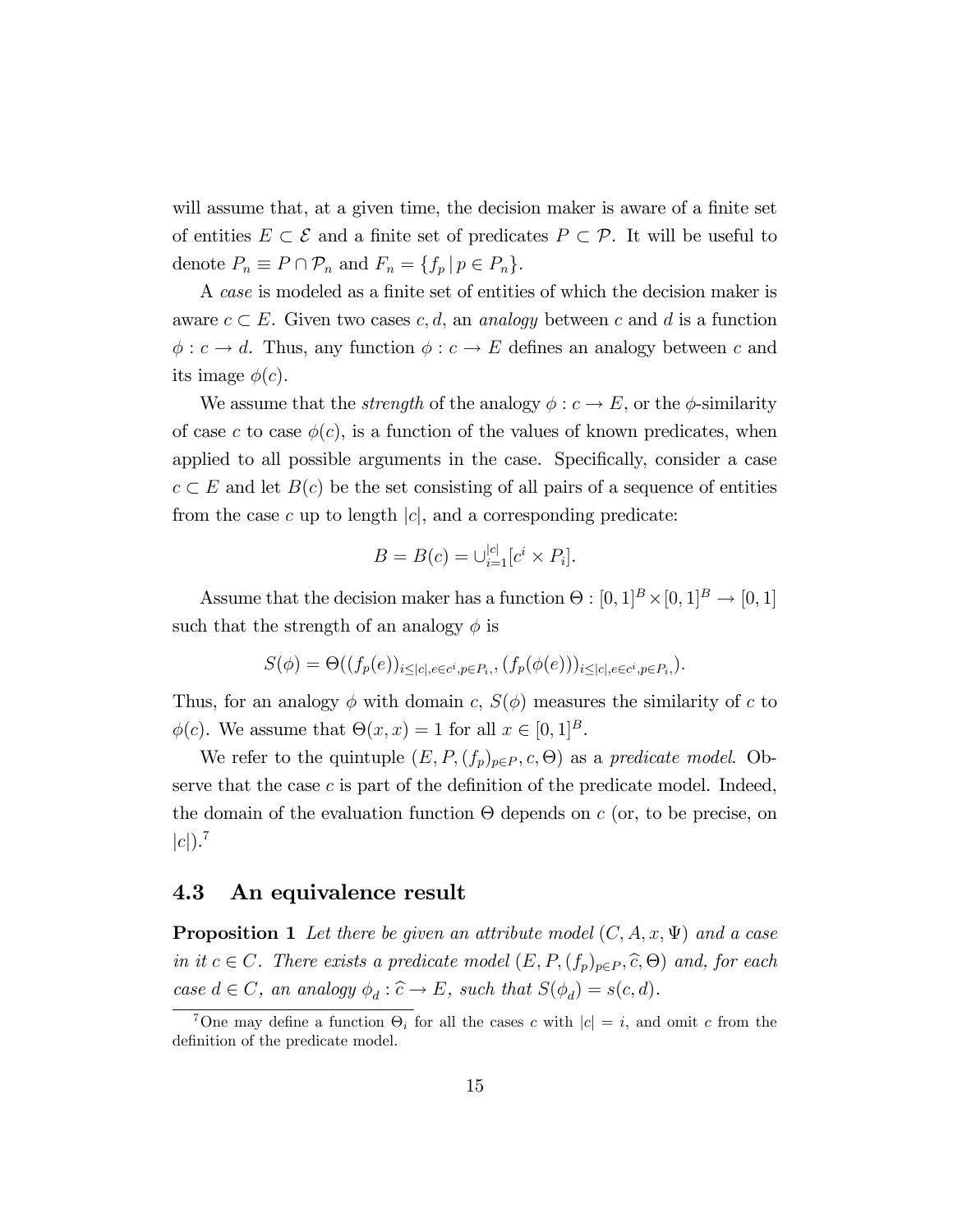will assume that, at a given time, the decision maker is aware of a finite set of entities $E \subset \mathcal{E}$ and a finite set of predicates $P \subset \mathcal{P}$. It will be useful to denote $P_n \equiv P \cap \mathcal{P}_n$ and $F_n = \{f_p \,|\, p \in P_n\}$.

A *case* is modeled as a finite set of entities of which the decision maker is aware $c \subset E$. Given two cases $c, d$, an *analogy* between $c$ and $d$ is a function $\phi : c \to d$. Thus, any function $\phi : c \to E$ defines an analogy between $c$ and its image $\phi(c)$.

We assume that the *strength* of the analogy $\phi : c \to E$, or the $\phi$-similarity of case $c$ to case $\phi(c)$, is a function of the values of known predicates, when applied to all possible arguments in the case. Specifically, consider a case $c \subset E$ and let $B(c)$ be the set consisting of all pairs of a sequence of entities from the case $c$ up to length $|c|$, and a corresponding predicate:

$$B = B(c) = \cup_{i=1}^{|c|}[c^i \times P_i].$$

Assume that the decision maker has a function $\Theta : [0,1]^B \times [0,1]^B \to [0,1]$ such that the strength of an analogy $\phi$ is

$$S(\phi) = \Theta((f_p(e))_{i \le |c|, e \in c^i, p \in P_i,}, (f_p(\phi(e)))_{i \le |c|, e \in c^i, p \in P_i,}).$$

Thus, for an analogy $\phi$ with domain $c$, $S(\phi)$ measures the similarity of $c$ to $\phi(c)$. We assume that $\Theta(x, x) = 1$ for all $x \in [0,1]^B$.

We refer to the quintuple $(E, P, (f_p)_{p \in P}, c, \Theta)$ as a *predicate model*. Observe that the case $c$ is part of the definition of the predicate model. Indeed, the domain of the evaluation function $\Theta$ depends on $c$ (or, to be precise, on $|c|$).[7]

## 4.3 An equivalence result

**Proposition 1** *Let there be given an attribute model $(C, A, x, \Psi)$ and a case in it $c \in C$. There exists a predicate model $(E, P, (f_p)_{p \in P}, \widehat{c}, \Theta)$ and, for each case $d \in C$, an analogy $\phi_d : \widehat{c} \to E$, such that $S(\phi_d) = s(c, d)$.*

[7] One may define a function $\Theta_i$ for all the cases $c$ with $|c| = i$, and omit $c$ from the definition of the predicate model.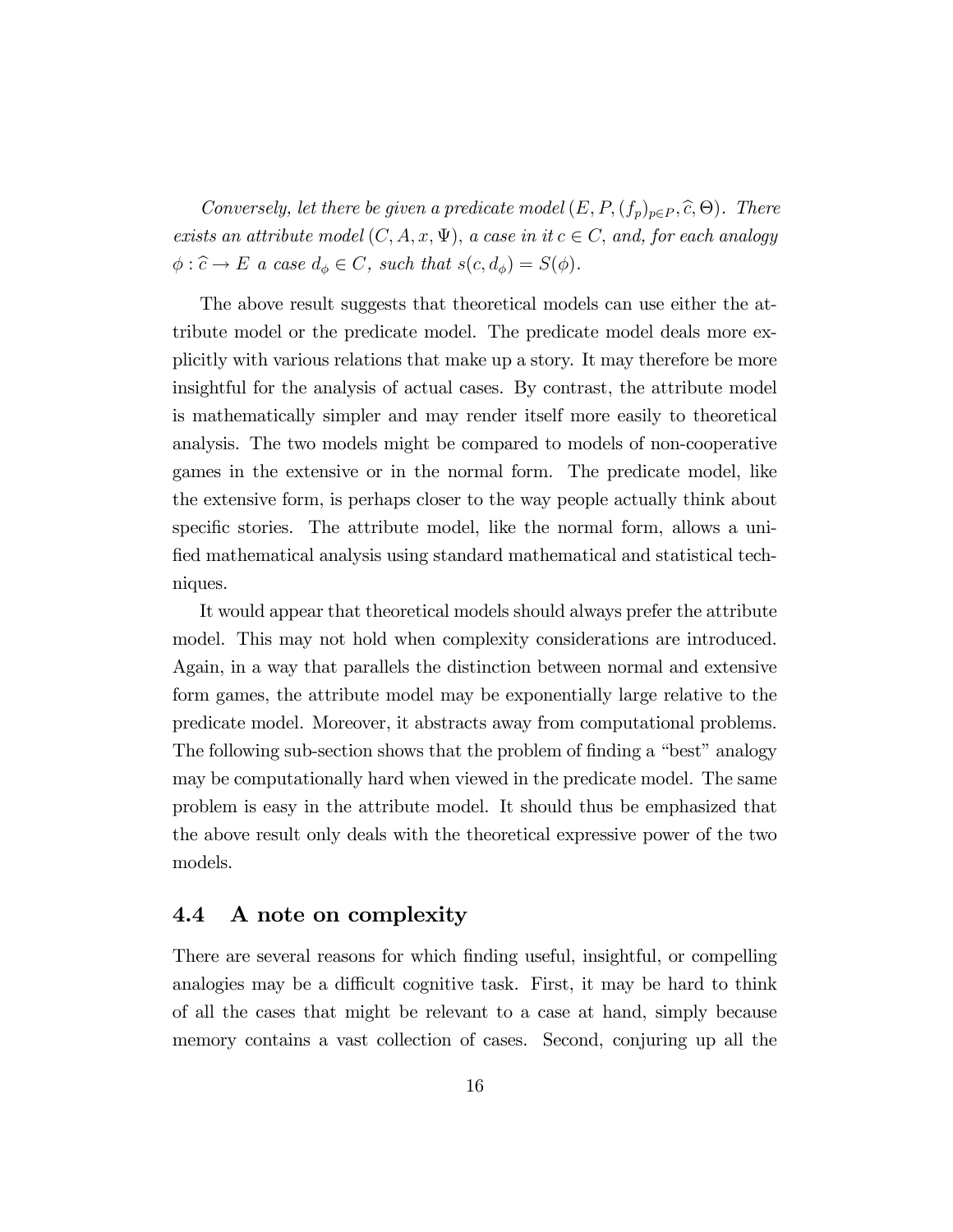*Conversely, let there be given a predicate model $(E, P, (f_p)_{p \in P}, \widehat{c}, \Theta)$. There exists an attribute model $(C, A, x, \Psi)$, a case in it $c \in C$, and, for each analogy $\phi : \widehat{c} \to E$ a case $d_\phi \in C$, such that $s(c, d_\phi) = S(\phi)$.*

The above result suggests that theoretical models can use either the attribute model or the predicate model. The predicate model deals more explicitly with various relations that make up a story. It may therefore be more insightful for the analysis of actual cases. By contrast, the attribute model is mathematically simpler and may render itself more easily to theoretical analysis. The two models might be compared to models of non-cooperative games in the extensive or in the normal form. The predicate model, like the extensive form, is perhaps closer to the way people actually think about specific stories. The attribute model, like the normal form, allows a unified mathematical analysis using standard mathematical and statistical techniques.

It would appear that theoretical models should always prefer the attribute model. This may not hold when complexity considerations are introduced. Again, in a way that parallels the distinction between normal and extensive form games, the attribute model may be exponentially large relative to the predicate model. Moreover, it abstracts away from computational problems. The following sub-section shows that the problem of finding a "best" analogy may be computationally hard when viewed in the predicate model. The same problem is easy in the attribute model. It should thus be emphasized that the above result only deals with the theoretical expressive power of the two models.

## 4.4 A note on complexity

There are several reasons for which finding useful, insightful, or compelling analogies may be a difficult cognitive task. First, it may be hard to think of all the cases that might be relevant to a case at hand, simply because memory contains a vast collection of cases. Second, conjuring up all the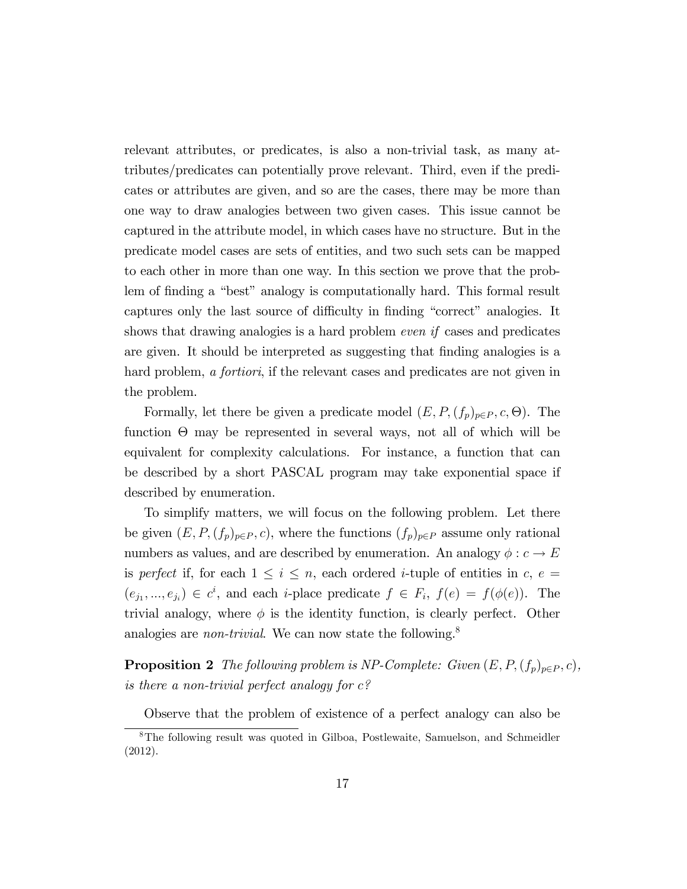relevant attributes, or predicates, is also a non-trivial task, as many attributes/predicates can potentially prove relevant. Third, even if the predicates or attributes are given, and so are the cases, there may be more than one way to draw analogies between two given cases. This issue cannot be captured in the attribute model, in which cases have no structure. But in the predicate model cases are sets of entities, and two such sets can be mapped to each other in more than one way. In this section we prove that the problem of finding a "best" analogy is computationally hard. This formal result captures only the last source of difficulty in finding "correct" analogies. It shows that drawing analogies is a hard problem *even if* cases and predicates are given. It should be interpreted as suggesting that finding analogies is a hard problem, *a fortiori*, if the relevant cases and predicates are not given in the problem.

Formally, let there be given a predicate model $(E, P, (f_p)_{p \in P}, c, \Theta)$. The function $\Theta$ may be represented in several ways, not all of which will be equivalent for complexity calculations. For instance, a function that can be described by a short PASCAL program may take exponential space if described by enumeration.

To simplify matters, we will focus on the following problem. Let there be given $(E, P, (f_p)_{p \in P}, c)$, where the functions $(f_p)_{p \in P}$ assume only rational numbers as values, and are described by enumeration. An analogy $\phi : c \to E$ is *perfect* if, for each $1 \leq i \leq n$, each ordered $i$-tuple of entities in $c$, $e = (e_{j_1}, ..., e_{j_i}) \in c^i$, and each $i$-place predicate $f \in F_i$, $f(e) = f(\phi(e))$. The trivial analogy, where $\phi$ is the identity function, is clearly perfect. Other analogies are *non-trivial*. We can now state the following.[8]

**Proposition 2** *The following problem is NP-Complete: Given $(E, P, (f_p)_{p \in P}, c)$, is there a non-trivial perfect analogy for $c$?*

Observe that the problem of existence of a perfect analogy can also be

[8] The following result was quoted in Gilboa, Postlewaite, Samuelson, and Schmeidler (2012).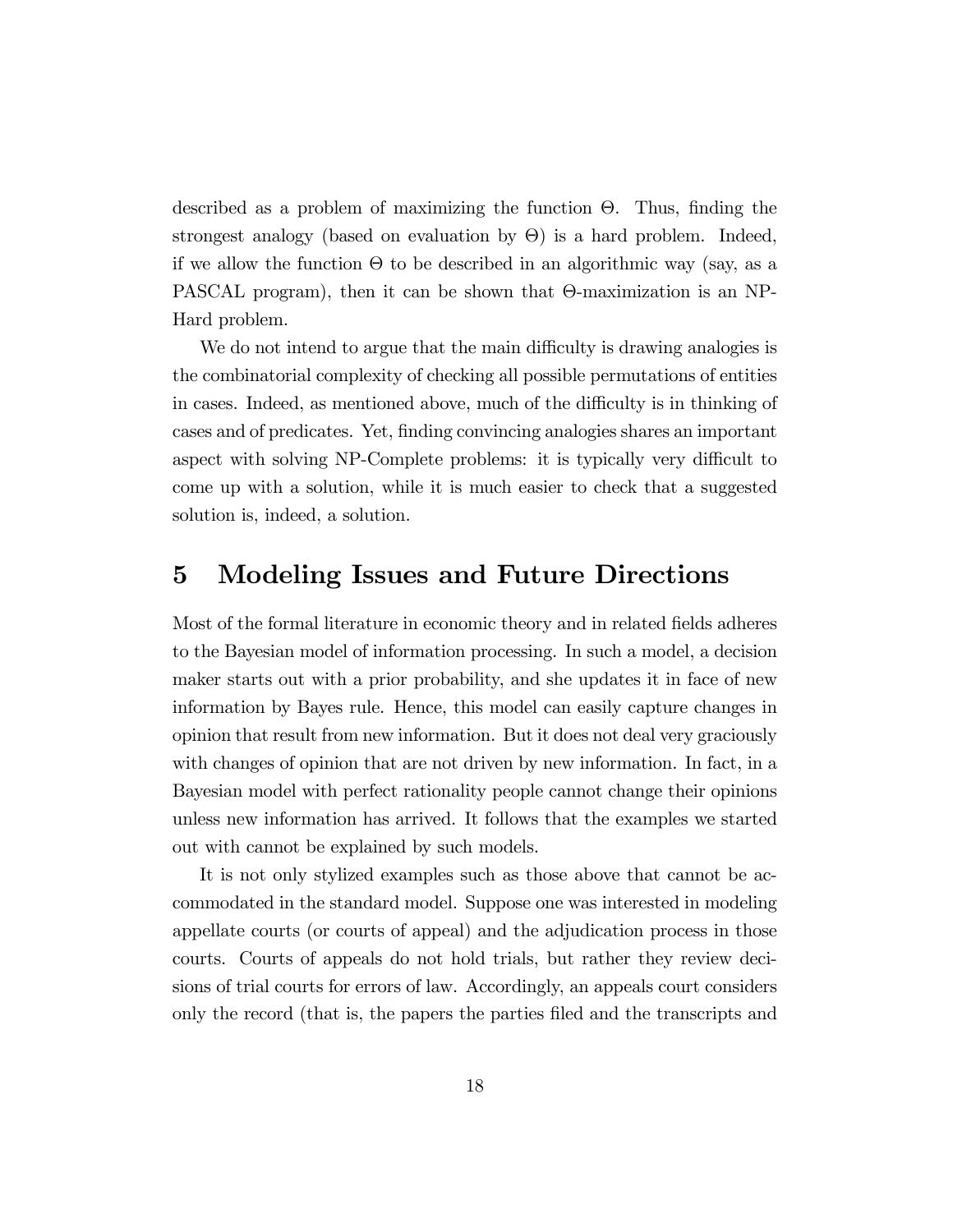described as a problem of maximizing the function $\Theta$. Thus, finding the strongest analogy (based on evaluation by $\Theta$) is a hard problem. Indeed, if we allow the function $\Theta$ to be described in an algorithmic way (say, as a PASCAL program), then it can be shown that $\Theta$-maximization is an NP-Hard problem.

We do not intend to argue that the main difficulty is drawing analogies is the combinatorial complexity of checking all possible permutations of entities in cases. Indeed, as mentioned above, much of the difficulty is in thinking of cases and of predicates. Yet, finding convincing analogies shares an important aspect with solving NP-Complete problems: it is typically very difficult to come up with a solution, while it is much easier to check that a suggested solution is, indeed, a solution.

# 5 Modeling Issues and Future Directions

Most of the formal literature in economic theory and in related fields adheres to the Bayesian model of information processing. In such a model, a decision maker starts out with a prior probability, and she updates it in face of new information by Bayes rule. Hence, this model can easily capture changes in opinion that result from new information. But it does not deal very graciously with changes of opinion that are not driven by new information. In fact, in a Bayesian model with perfect rationality people cannot change their opinions unless new information has arrived. It follows that the examples we started out with cannot be explained by such models.

It is not only stylized examples such as those above that cannot be accommodated in the standard model. Suppose one was interested in modeling appellate courts (or courts of appeal) and the adjudication process in those courts. Courts of appeals do not hold trials, but rather they review decisions of trial courts for errors of law. Accordingly, an appeals court considers only the record (that is, the papers the parties filed and the transcripts and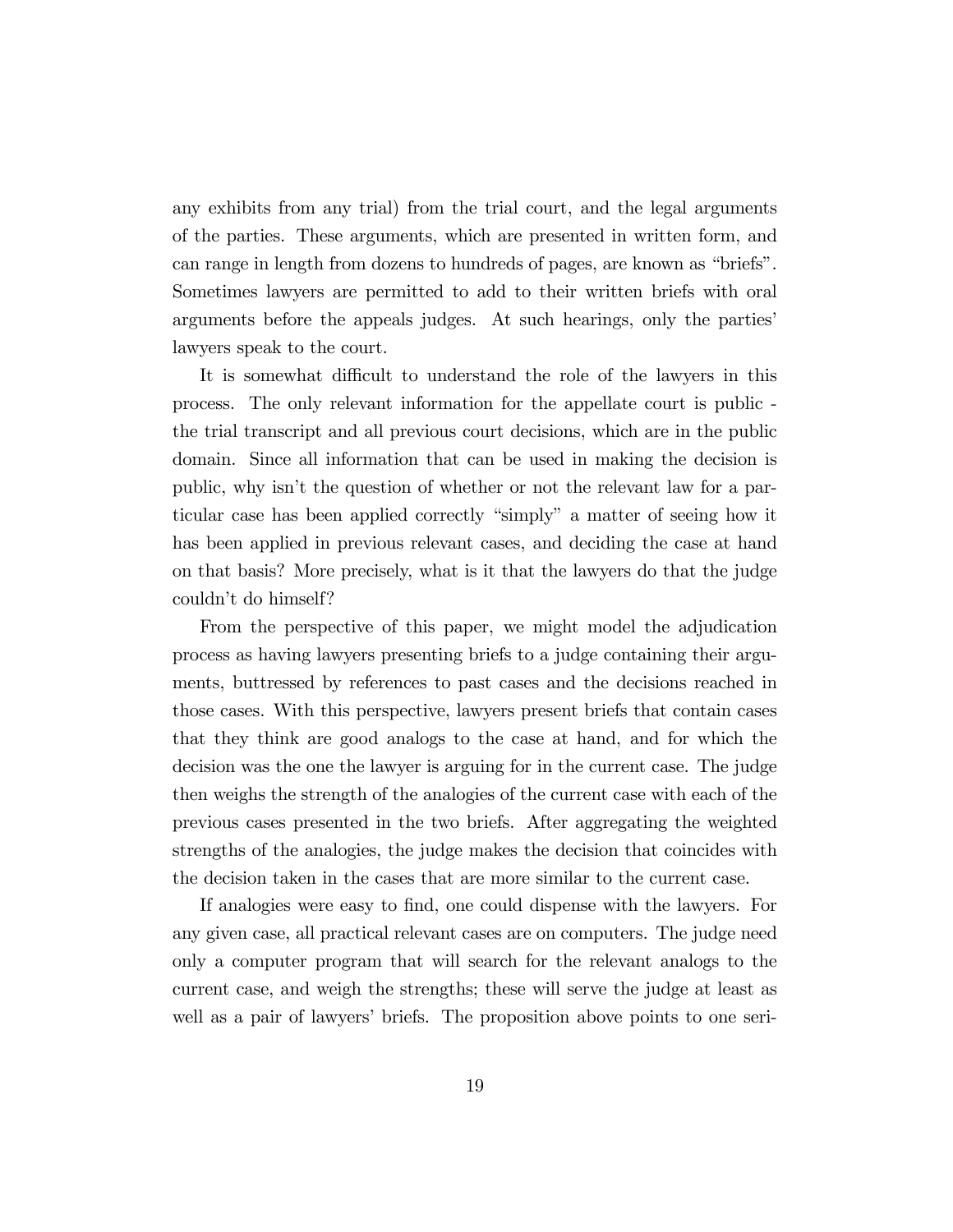any exhibits from any trial) from the trial court, and the legal arguments of the parties. These arguments, which are presented in written form, and can range in length from dozens to hundreds of pages, are known as "briefs". Sometimes lawyers are permitted to add to their written briefs with oral arguments before the appeals judges. At such hearings, only the parties' lawyers speak to the court.

It is somewhat difficult to understand the role of the lawyers in this process. The only relevant information for the appellate court is public - the trial transcript and all previous court decisions, which are in the public domain. Since all information that can be used in making the decision is public, why isn't the question of whether or not the relevant law for a particular case has been applied correctly "simply" a matter of seeing how it has been applied in previous relevant cases, and deciding the case at hand on that basis? More precisely, what is it that the lawyers do that the judge couldn't do himself?

From the perspective of this paper, we might model the adjudication process as having lawyers presenting briefs to a judge containing their arguments, buttressed by references to past cases and the decisions reached in those cases. With this perspective, lawyers present briefs that contain cases that they think are good analogs to the case at hand, and for which the decision was the one the lawyer is arguing for in the current case. The judge then weighs the strength of the analogies of the current case with each of the previous cases presented in the two briefs. After aggregating the weighted strengths of the analogies, the judge makes the decision that coincides with the decision taken in the cases that are more similar to the current case.

If analogies were easy to find, one could dispense with the lawyers. For any given case, all practical relevant cases are on computers. The judge need only a computer program that will search for the relevant analogs to the current case, and weigh the strengths; these will serve the judge at least as well as a pair of lawyers' briefs. The proposition above points to one seri-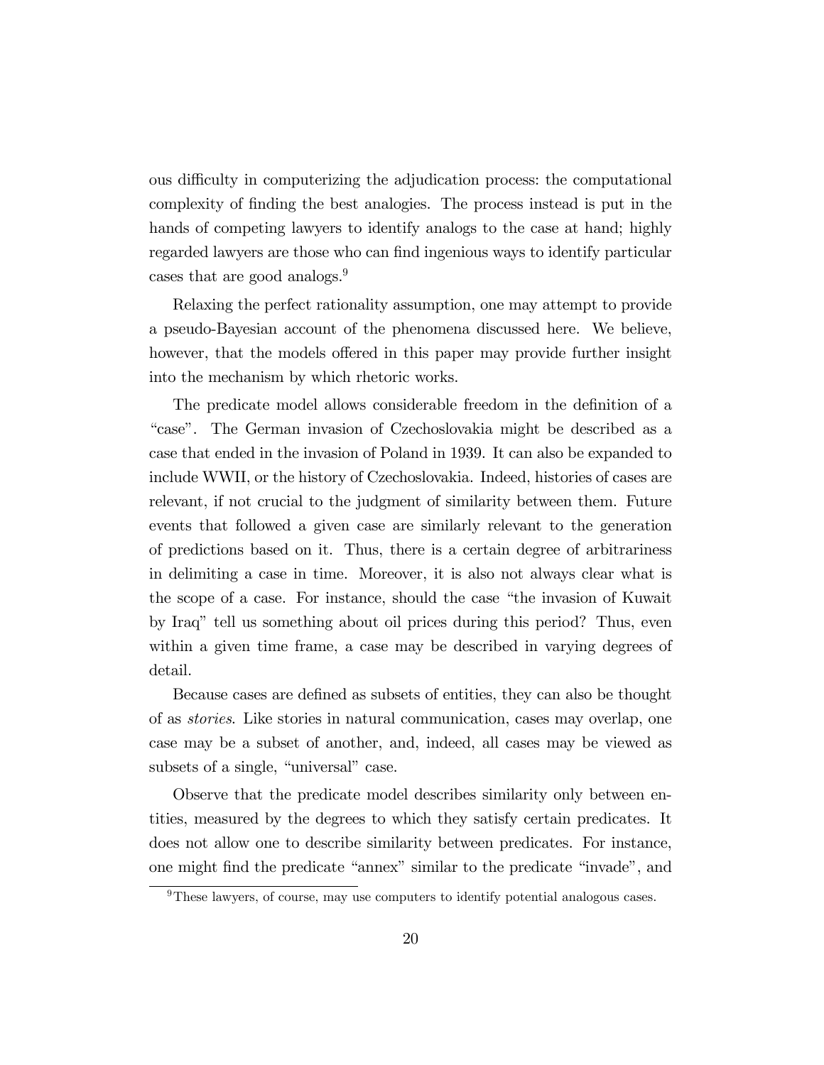ous difficulty in computerizing the adjudication process: the computational complexity of finding the best analogies. The process instead is put in the hands of competing lawyers to identify analogs to the case at hand; highly regarded lawyers are those who can find ingenious ways to identify particular cases that are good analogs.[9]

Relaxing the perfect rationality assumption, one may attempt to provide a pseudo-Bayesian account of the phenomena discussed here. We believe, however, that the models offered in this paper may provide further insight into the mechanism by which rhetoric works.

The predicate model allows considerable freedom in the definition of a "case". The German invasion of Czechoslovakia might be described as a case that ended in the invasion of Poland in 1939. It can also be expanded to include WWII, or the history of Czechoslovakia. Indeed, histories of cases are relevant, if not crucial to the judgment of similarity between them. Future events that followed a given case are similarly relevant to the generation of predictions based on it. Thus, there is a certain degree of arbitrariness in delimiting a case in time. Moreover, it is also not always clear what is the scope of a case. For instance, should the case "the invasion of Kuwait by Iraq" tell us something about oil prices during this period? Thus, even within a given time frame, a case may be described in varying degrees of detail.

Because cases are defined as subsets of entities, they can also be thought of as *stories*. Like stories in natural communication, cases may overlap, one case may be a subset of another, and, indeed, all cases may be viewed as subsets of a single, "universal" case.

Observe that the predicate model describes similarity only between entities, measured by the degrees to which they satisfy certain predicates. It does not allow one to describe similarity between predicates. For instance, one might find the predicate "annex" similar to the predicate "invade", and

[9] These lawyers, of course, may use computers to identify potential analogous cases.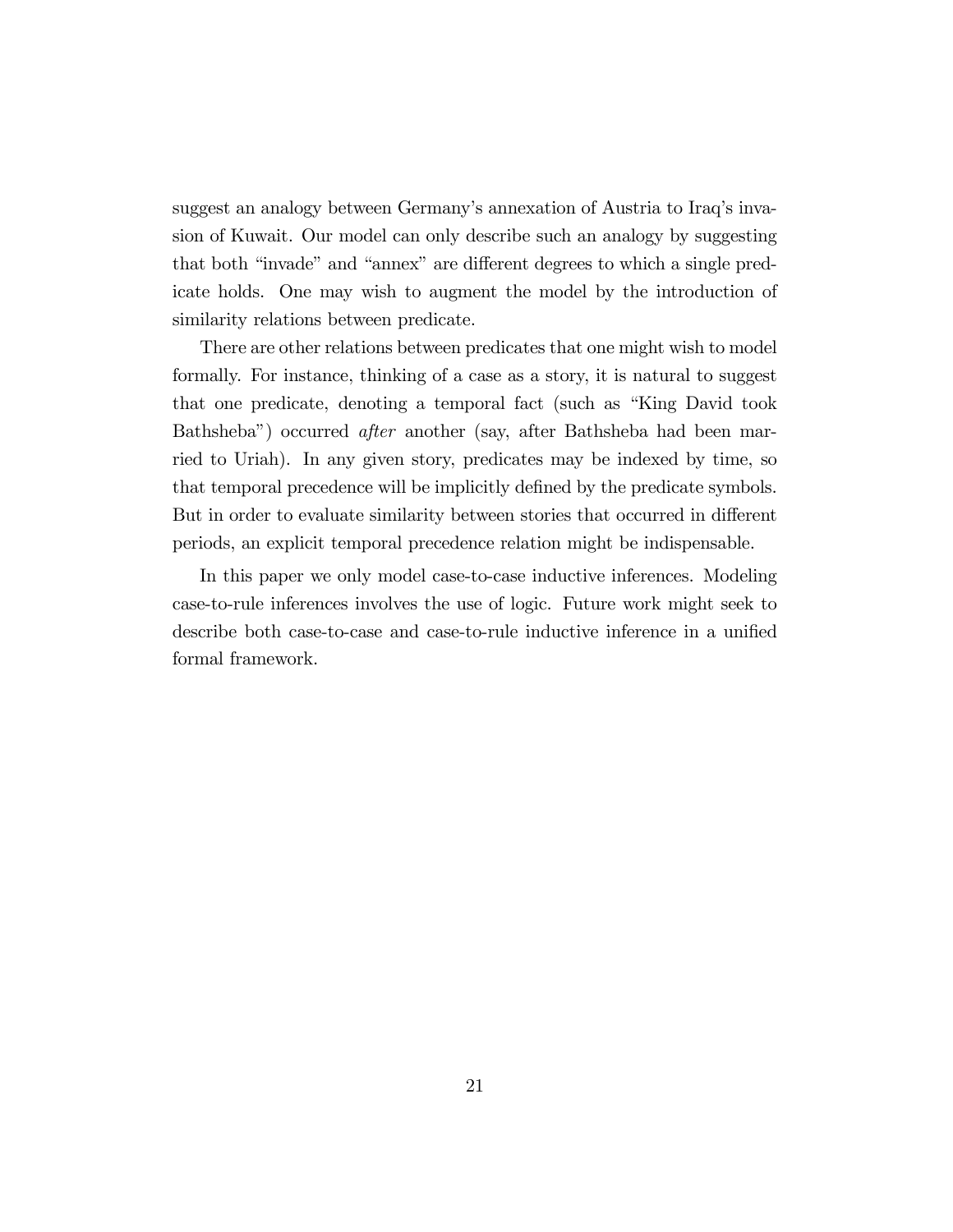suggest an analogy between Germany's annexation of Austria to Iraq's invasion of Kuwait. Our model can only describe such an analogy by suggesting that both "invade" and "annex" are different degrees to which a single predicate holds. One may wish to augment the model by the introduction of similarity relations between predicate.

There are other relations between predicates that one might wish to model formally. For instance, thinking of a case as a story, it is natural to suggest that one predicate, denoting a temporal fact (such as "King David took Bathsheba") occurred *after* another (say, after Bathsheba had been married to Uriah). In any given story, predicates may be indexed by time, so that temporal precedence will be implicitly defined by the predicate symbols. But in order to evaluate similarity between stories that occurred in different periods, an explicit temporal precedence relation might be indispensable.

In this paper we only model case-to-case inductive inferences. Modeling case-to-rule inferences involves the use of logic. Future work might seek to describe both case-to-case and case-to-rule inductive inference in a unified formal framework.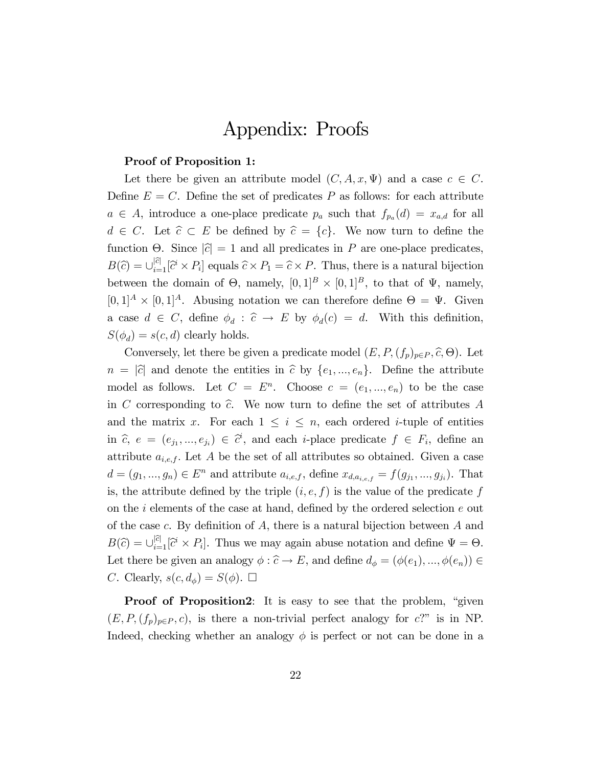# Appendix: Proofs

**Proof of Proposition 1:**

Let there be given an attribute model $(C, A, x, \Psi)$ and a case $c \in C$. Define $E = C$. Define the set of predicates $P$ as follows: for each attribute $a \in A$, introduce a one-place predicate $p_a$ such that $f_{p_a}(d) = x_{a,d}$ for all $d \in C$. Let $\widehat{c} \subset E$ be defined by $\widehat{c} = \{c\}$. We now turn to define the function $\Theta$. Since $|\widehat{c}| = 1$ and all predicates in $P$ are one-place predicates, $B(\widehat{c}) = \cup_{i=1}^{|\widehat{c}|}[\widehat{c}^i \times P_i]$ equals $\widehat{c} \times P_1 = \widehat{c} \times P$. Thus, there is a natural bijection between the domain of $\Theta$, namely, $[0,1]^B \times [0,1]^B$, to that of $\Psi$, namely, $[0,1]^A \times [0,1]^A$. Abusing notation we can therefore define $\Theta = \Psi$. Given a case $d \in C$, define $\phi_d : \widehat{c} \to E$ by $\phi_d(c) = d$. With this definition, $S(\phi_d) = s(c, d)$ clearly holds.

Conversely, let there be given a predicate model $(E, P, (f_p)_{p \in P}, \widehat{c}, \Theta)$. Let $n = |\widehat{c}|$ and denote the entities in $\widehat{c}$ by $\{e_1, ..., e_n\}$. Define the attribute model as follows. Let $C = E^n$. Choose $c = (e_1, ..., e_n)$ to be the case in $C$ corresponding to $\widehat{c}$. We now turn to define the set of attributes $A$ and the matrix $x$. For each $1 \leq i \leq n$, each ordered $i$-tuple of entities in $\widehat{c}$, $e = (e_{j_1}, ..., e_{j_i}) \in \widehat{c}^i$, and each $i$-place predicate $f \in F_i$, define an attribute $a_{i,e,f}$. Let $A$ be the set of all attributes so obtained. Given a case $d = (g_1, ..., g_n) \in E^n$ and attribute $a_{i,e,f}$, define $x_{d,a_{i,e,f}} = f(g_{j_1}, ..., g_{j_i})$. That is, the attribute defined by the triple $(i, e, f)$ is the value of the predicate $f$ on the $i$ elements of the case at hand, defined by the ordered selection $e$ out of the case $c$. By definition of $A$, there is a natural bijection between $A$ and $B(\widehat{c}) = \cup_{i=1}^{|\widehat{c}|}[\widehat{c}^i \times P_i]$. Thus we may again abuse notation and define $\Psi = \Theta$. Let there be given an analogy $\phi : \widehat{c} \to E$, and define $d_\phi = (\phi(e_1), ..., \phi(e_n)) \in C$. Clearly, $s(c, d_\phi) = S(\phi)$. $\square$

**Proof of Proposition2**: It is easy to see that the problem, "given $(E, P, (f_p)_{p \in P}, c)$, is there a non-trivial perfect analogy for $c$?" is in NP. Indeed, checking whether an analogy $\phi$ is perfect or not can be done in a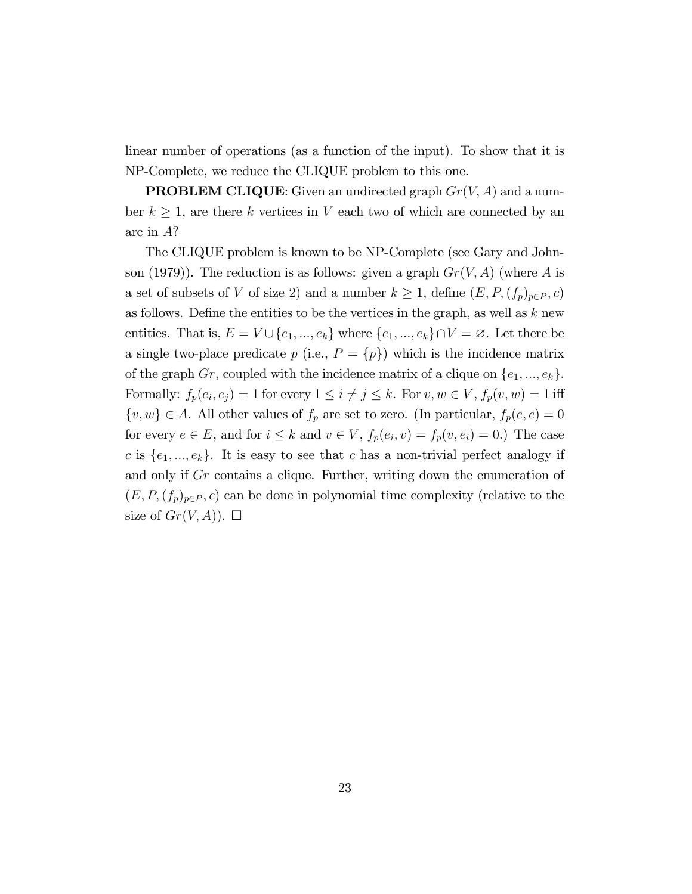linear number of operations (as a function of the input). To show that it is NP-Complete, we reduce the CLIQUE problem to this one.

**PROBLEM CLIQUE**: Given an undirected graph $Gr(V, A)$ and a number $k \geq 1$, are there $k$ vertices in $V$ each two of which are connected by an arc in $A$?

The CLIQUE problem is known to be NP-Complete (see Gary and Johnson (1979)). The reduction is as follows: given a graph $Gr(V, A)$ (where $A$ is a set of subsets of $V$ of size 2) and a number $k \geq 1$, define $(E, P, (f_p)_{p \in P}, c)$ as follows. Define the entities to be the vertices in the graph, as well as $k$ new entities. That is, $E = V \cup \{e_1, ..., e_k\}$ where $\{e_1, ..., e_k\} \cap V = \varnothing$. Let there be a single two-place predicate $p$ (i.e., $P = \{p\}$) which is the incidence matrix of the graph $Gr$, coupled with the incidence matrix of a clique on $\{e_1, ..., e_k\}$. Formally: $f_p(e_i, e_j) = 1$ for every $1 \leq i \neq j \leq k$. For $v, w \in V$, $f_p(v, w) = 1$ iff $\{v, w\} \in A$. All other values of $f_p$ are set to zero. (In particular, $f_p(e, e) = 0$ for every $e \in E$, and for $i \leq k$ and $v \in V$, $f_p(e_i, v) = f_p(v, e_i) = 0$.) The case $c$ is $\{e_1, ..., e_k\}$. It is easy to see that $c$ has a non-trivial perfect analogy if and only if $Gr$ contains a clique. Further, writing down the enumeration of $(E, P, (f_p)_{p \in P}, c)$ can be done in polynomial time complexity (relative to the size of $Gr(V, A)$). $\square$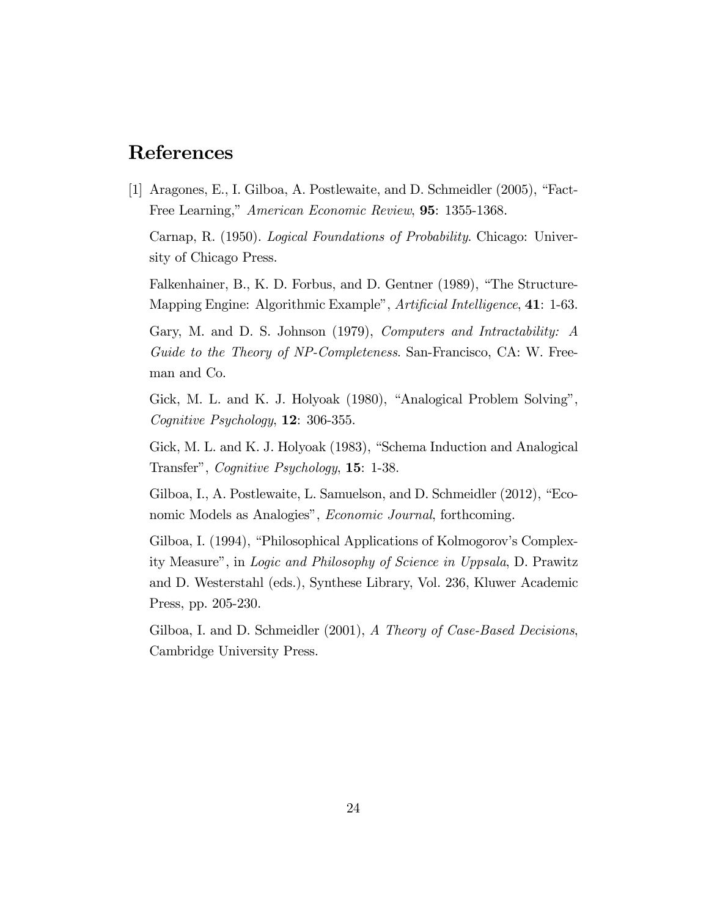# References

[1] Aragones, E., I. Gilboa, A. Postlewaite, and D. Schmeidler (2005), "Fact-Free Learning," *American Economic Review*, **95**: 1355-1368.

Carnap, R. (1950). *Logical Foundations of Probability*. Chicago: University of Chicago Press.

Falkenhainer, B., K. D. Forbus, and D. Gentner (1989), "The Structure-Mapping Engine: Algorithmic Example", *Artificial Intelligence*, **41**: 1-63.

Gary, M. and D. S. Johnson (1979), *Computers and Intractability: A Guide to the Theory of NP-Completeness*. San-Francisco, CA: W. Freeman and Co.

Gick, M. L. and K. J. Holyoak (1980), "Analogical Problem Solving", *Cognitive Psychology*, **12**: 306-355.

Gick, M. L. and K. J. Holyoak (1983), "Schema Induction and Analogical Transfer", *Cognitive Psychology*, **15**: 1-38.

Gilboa, I., A. Postlewaite, L. Samuelson, and D. Schmeidler (2012), "Economic Models as Analogies", *Economic Journal*, forthcoming.

Gilboa, I. (1994), "Philosophical Applications of Kolmogorov's Complexity Measure", in *Logic and Philosophy of Science in Uppsala*, D. Prawitz and D. Westerstahl (eds.), Synthese Library, Vol. 236, Kluwer Academic Press, pp. 205-230.

Gilboa, I. and D. Schmeidler (2001), *A Theory of Case-Based Decisions*, Cambridge University Press.